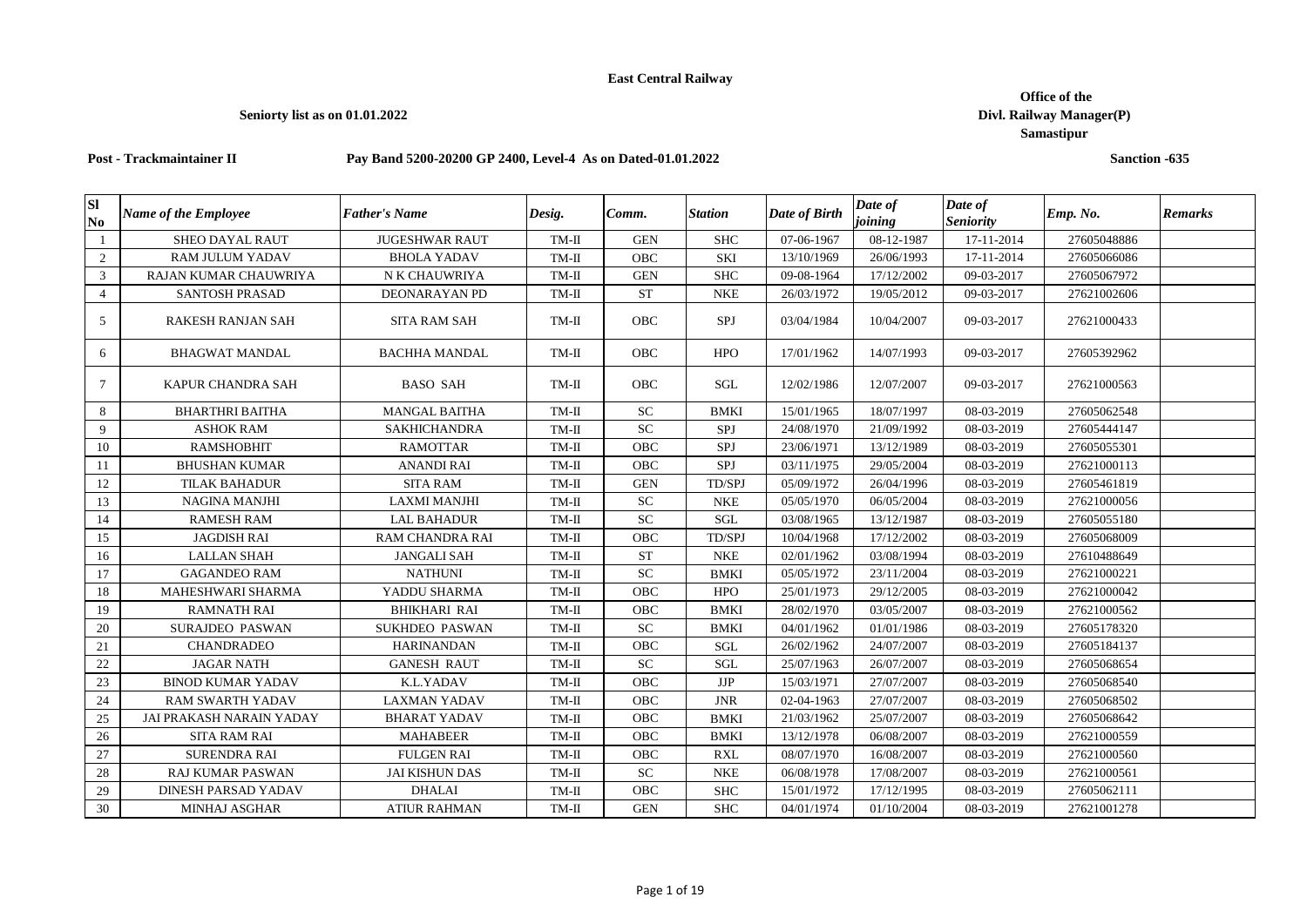**East Central Railway**

**Seniorty list as on 01.01.2022**

**Office of the**
**Divl. Railway Manager(P)**
**Samastipur**

**Post - Trackmaintainer II** **Pay Band 5200-20200 GP 2400, Level-4 As on Dated-01.01.2022** **Sanction -635**

| Sl No | *Name of the Employee* | *Father's Name* | *Desig.* | *Comm.* | *Station* | *Date of Birth* | *Date of joining* | *Date of Seniority* | *Emp. No.* | *Remarks* |
|---|---|---|---|---|---|---|---|---|---|---|
| 1 | SHEO DAYAL RAUT | JUGESHWAR RAUT | TM-II | GEN | SHC | 07-06-1967 | 08-12-1987 | 17-11-2014 | 27605048886 | |
| 2 | RAM JULUM YADAV | BHOLA YADAV | TM-II | OBC | SKI | 13/10/1969 | 26/06/1993 | 17-11-2014 | 27605066086 | |
| 3 | RAJAN KUMAR CHAUWRIYA | N K CHAUWRIYA | TM-II | GEN | SHC | 09-08-1964 | 17/12/2002 | 09-03-2017 | 27605067972 | |
| 4 | SANTOSH PRASAD | DEONARAYAN PD | TM-II | ST | NKE | 26/03/1972 | 19/05/2012 | 09-03-2017 | 27621002606 | |
| 5 | RAKESH RANJAN SAH | SITA RAM SAH | TM-II | OBC | SPJ | 03/04/1984 | 10/04/2007 | 09-03-2017 | 27621000433 | |
| 6 | BHAGWAT MANDAL | BACHHA MANDAL | TM-II | OBC | HPO | 17/01/1962 | 14/07/1993 | 09-03-2017 | 27605392962 | |
| 7 | KAPUR CHANDRA SAH | BASO SAH | TM-II | OBC | SGL | 12/02/1986 | 12/07/2007 | 09-03-2017 | 27621000563 | |
| 8 | BHARTHRI BAITHA | MANGAL BAITHA | TM-II | SC | BMKI | 15/01/1965 | 18/07/1997 | 08-03-2019 | 27605062548 | |
| 9 | ASHOK RAM | SAKHICHANDRA | TM-II | SC | SPJ | 24/08/1970 | 21/09/1992 | 08-03-2019 | 27605444147 | |
| 10 | RAMSHOBHIT | RAMOTTAR | TM-II | OBC | SPJ | 23/06/1971 | 13/12/1989 | 08-03-2019 | 27605055301 | |
| 11 | BHUSHAN KUMAR | ANANDI RAI | TM-II | OBC | SPJ | 03/11/1975 | 29/05/2004 | 08-03-2019 | 27621000113 | |
| 12 | TILAK BAHADUR | SITA RAM | TM-II | GEN | TD/SPJ | 05/09/1972 | 26/04/1996 | 08-03-2019 | 27605461819 | |
| 13 | NAGINA MANJHI | LAXMI MANJHI | TM-II | SC | NKE | 05/05/1970 | 06/05/2004 | 08-03-2019 | 27621000056 | |
| 14 | RAMESH RAM | LAL BAHADUR | TM-II | SC | SGL | 03/08/1965 | 13/12/1987 | 08-03-2019 | 27605055180 | |
| 15 | JAGDISH RAI | RAM CHANDRA RAI | TM-II | OBC | TD/SPJ | 10/04/1968 | 17/12/2002 | 08-03-2019 | 27605068009 | |
| 16 | LALLAN SHAH | JANGALI SAH | TM-II | ST | NKE | 02/01/1962 | 03/08/1994 | 08-03-2019 | 27610488649 | |
| 17 | GAGANDEO RAM | NATHUNI | TM-II | SC | BMKI | 05/05/1972 | 23/11/2004 | 08-03-2019 | 27621000221 | |
| 18 | MAHESHWARI SHARMA | YADDU SHARMA | TM-II | OBC | HPO | 25/01/1973 | 29/12/2005 | 08-03-2019 | 27621000042 | |
| 19 | RAMNATH RAI | BHIKHARI RAI | TM-II | OBC | BMKI | 28/02/1970 | 03/05/2007 | 08-03-2019 | 27621000562 | |
| 20 | SURAJDEO PASWAN | SUKHDEO PASWAN | TM-II | SC | BMKI | 04/01/1962 | 01/01/1986 | 08-03-2019 | 27605178320 | |
| 21 | CHANDRADEO | HARINANDAN | TM-II | OBC | SGL | 26/02/1962 | 24/07/2007 | 08-03-2019 | 27605184137 | |
| 22 | JAGAR NATH | GANESH RAUT | TM-II | SC | SGL | 25/07/1963 | 26/07/2007 | 08-03-2019 | 27605068654 | |
| 23 | BINOD KUMAR YADAV | K.L.YADAV | TM-II | OBC | JJP | 15/03/1971 | 27/07/2007 | 08-03-2019 | 27605068540 | |
| 24 | RAM SWARTH YADAV | LAXMAN YADAV | TM-II | OBC | JNR | 02-04-1963 | 27/07/2007 | 08-03-2019 | 27605068502 | |
| 25 | JAI PRAKASH NARAIN YADAY | BHARAT YADAV | TM-II | OBC | BMKI | 21/03/1962 | 25/07/2007 | 08-03-2019 | 27605068642 | |
| 26 | SITA RAM RAI | MAHABEER | TM-II | OBC | BMKI | 13/12/1978 | 06/08/2007 | 08-03-2019 | 27621000559 | |
| 27 | SURENDRA RAI | FULGEN RAI | TM-II | OBC | RXL | 08/07/1970 | 16/08/2007 | 08-03-2019 | 27621000560 | |
| 28 | RAJ KUMAR PASWAN | JAI KISHUN DAS | TM-II | SC | NKE | 06/08/1978 | 17/08/2007 | 08-03-2019 | 27621000561 | |
| 29 | DINESH PARSAD YADAV | DHALAI | TM-II | OBC | SHC | 15/01/1972 | 17/12/1995 | 08-03-2019 | 27605062111 | |
| 30 | MINHAJ ASGHAR | ATIUR RAHMAN | TM-II | GEN | SHC | 04/01/1974 | 01/10/2004 | 08-03-2019 | 27621001278 | |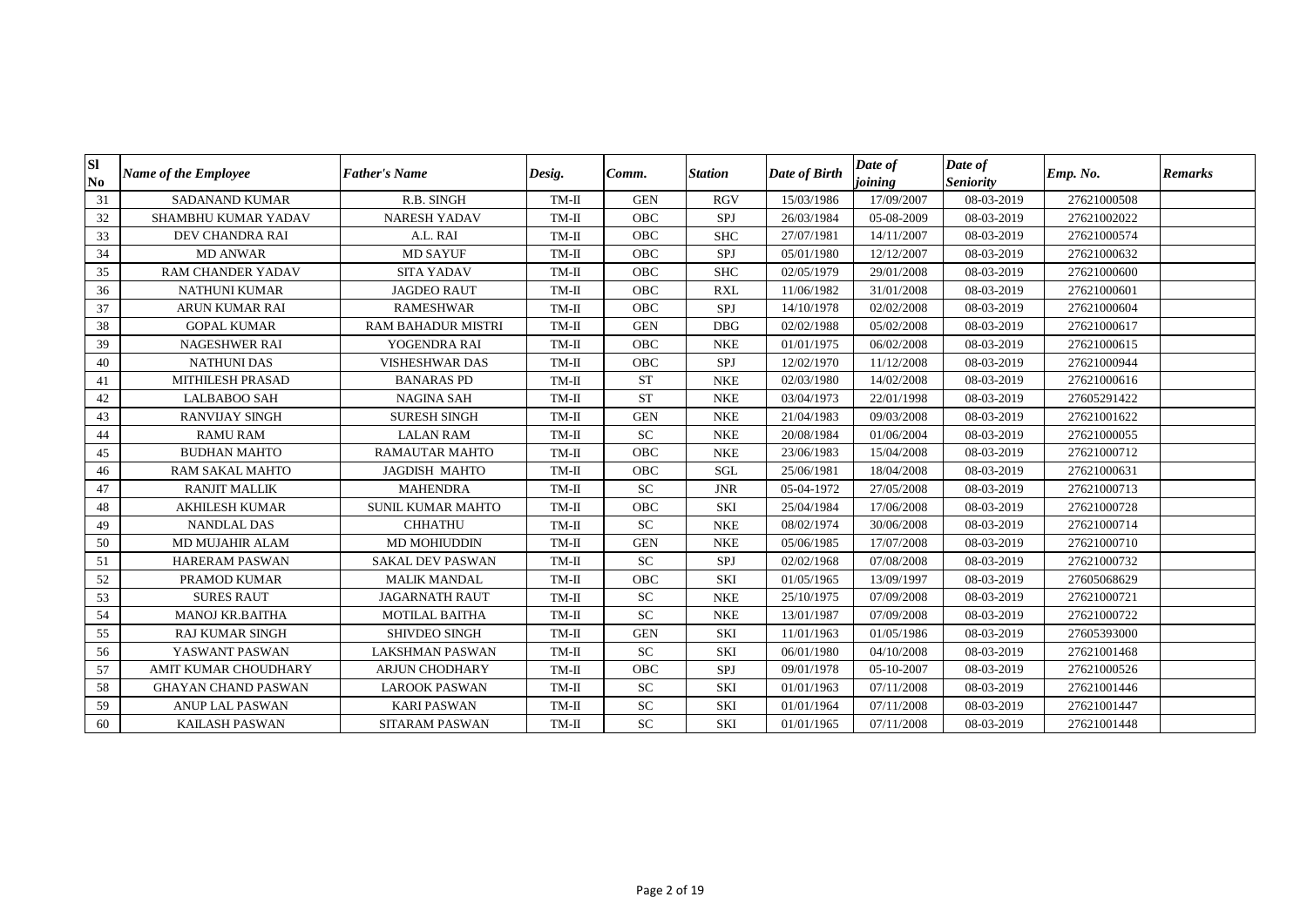| Sl No | Name of the Employee | Father's Name | Desig. | Comm. | Station | Date of Birth | Date of joining | Date of Seniority | Emp. No. | Remarks |
|---|---|---|---|---|---|---|---|---|---|---|
| 31 | SADANAND KUMAR | R.B. SINGH | TM-II | GEN | RGV | 15/03/1986 | 17/09/2007 | 08-03-2019 | 27621000508 | |
| 32 | SHAMBHU KUMAR YADAV | NARESH YADAV | TM-II | OBC | SPJ | 26/03/1984 | 05-08-2009 | 08-03-2019 | 27621002022 | |
| 33 | DEV CHANDRA RAI | A.L. RAI | TM-II | OBC | SHC | 27/07/1981 | 14/11/2007 | 08-03-2019 | 27621000574 | |
| 34 | MD ANWAR | MD SAYUF | TM-II | OBC | SPJ | 05/01/1980 | 12/12/2007 | 08-03-2019 | 27621000632 | |
| 35 | RAM CHANDER YADAV | SITA YADAV | TM-II | OBC | SHC | 02/05/1979 | 29/01/2008 | 08-03-2019 | 27621000600 | |
| 36 | NATHUNI KUMAR | JAGDEO RAUT | TM-II | OBC | RXL | 11/06/1982 | 31/01/2008 | 08-03-2019 | 27621000601 | |
| 37 | ARUN KUMAR RAI | RAMESHWAR | TM-II | OBC | SPJ | 14/10/1978 | 02/02/2008 | 08-03-2019 | 27621000604 | |
| 38 | GOPAL KUMAR | RAM BAHADUR MISTRI | TM-II | GEN | DBG | 02/02/1988 | 05/02/2008 | 08-03-2019 | 27621000617 | |
| 39 | NAGESHWER RAI | YOGENDRA RAI | TM-II | OBC | NKE | 01/01/1975 | 06/02/2008 | 08-03-2019 | 27621000615 | |
| 40 | NATHUNI DAS | VISHESHWAR DAS | TM-II | OBC | SPJ | 12/02/1970 | 11/12/2008 | 08-03-2019 | 27621000944 | |
| 41 | MITHILESH PRASAD | BANARAS PD | TM-II | ST | NKE | 02/03/1980 | 14/02/2008 | 08-03-2019 | 27621000616 | |
| 42 | LALBABOO SAH | NAGINA SAH | TM-II | ST | NKE | 03/04/1973 | 22/01/1998 | 08-03-2019 | 27605291422 | |
| 43 | RANVIJAY SINGH | SURESH SINGH | TM-II | GEN | NKE | 21/04/1983 | 09/03/2008 | 08-03-2019 | 27621001622 | |
| 44 | RAMU RAM | LALAN RAM | TM-II | SC | NKE | 20/08/1984 | 01/06/2004 | 08-03-2019 | 27621000055 | |
| 45 | BUDHAN MAHTO | RAMAUTAR MAHTO | TM-II | OBC | NKE | 23/06/1983 | 15/04/2008 | 08-03-2019 | 27621000712 | |
| 46 | RAM SAKAL MAHTO | JAGDISH MAHTO | TM-II | OBC | SGL | 25/06/1981 | 18/04/2008 | 08-03-2019 | 27621000631 | |
| 47 | RANJIT MALLIK | MAHENDRA | TM-II | SC | JNR | 05-04-1972 | 27/05/2008 | 08-03-2019 | 27621000713 | |
| 48 | AKHILESH KUMAR | SUNIL KUMAR MAHTO | TM-II | OBC | SKI | 25/04/1984 | 17/06/2008 | 08-03-2019 | 27621000728 | |
| 49 | NANDLAL DAS | CHHATHU | TM-II | SC | NKE | 08/02/1974 | 30/06/2008 | 08-03-2019 | 27621000714 | |
| 50 | MD MUJAHIR ALAM | MD MOHIUDDIN | TM-II | GEN | NKE | 05/06/1985 | 17/07/2008 | 08-03-2019 | 27621000710 | |
| 51 | HARERAM PASWAN | SAKAL DEV PASWAN | TM-II | SC | SPJ | 02/02/1968 | 07/08/2008 | 08-03-2019 | 27621000732 | |
| 52 | PRAMOD KUMAR | MALIK MANDAL | TM-II | OBC | SKI | 01/05/1965 | 13/09/1997 | 08-03-2019 | 27605068629 | |
| 53 | SURES RAUT | JAGARNATH RAUT | TM-II | SC | NKE | 25/10/1975 | 07/09/2008 | 08-03-2019 | 27621000721 | |
| 54 | MANOJ KR.BAITHA | MOTILAL BAITHA | TM-II | SC | NKE | 13/01/1987 | 07/09/2008 | 08-03-2019 | 27621000722 | |
| 55 | RAJ KUMAR SINGH | SHIVDEO SINGH | TM-II | GEN | SKI | 11/01/1963 | 01/05/1986 | 08-03-2019 | 27605393000 | |
| 56 | YASWANT PASWAN | LAKSHMAN PASWAN | TM-II | SC | SKI | 06/01/1980 | 04/10/2008 | 08-03-2019 | 27621001468 | |
| 57 | AMIT KUMAR CHOUDHARY | ARJUN CHODHARY | TM-II | OBC | SPJ | 09/01/1978 | 05-10-2007 | 08-03-2019 | 27621000526 | |
| 58 | GHAYAN CHAND PASWAN | LAROOK PASWAN | TM-II | SC | SKI | 01/01/1963 | 07/11/2008 | 08-03-2019 | 27621001446 | |
| 59 | ANUP LAL PASWAN | KARI PASWAN | TM-II | SC | SKI | 01/01/1964 | 07/11/2008 | 08-03-2019 | 27621001447 | |
| 60 | KAILASH PASWAN | SITARAM PASWAN | TM-II | SC | SKI | 01/01/1965 | 07/11/2008 | 08-03-2019 | 27621001448 | |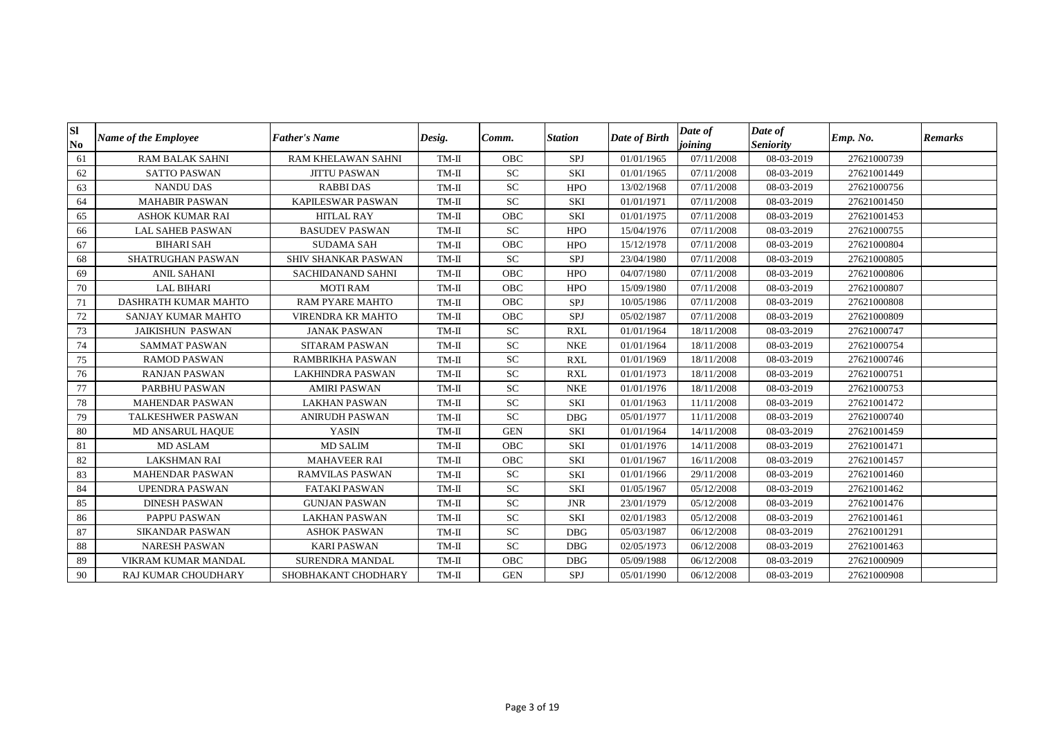| Sl No | *Name of the Employee* | *Father's Name* | *Desig.* | *Comm.* | *Station* | *Date of Birth* | *Date of joining* | *Date of Seniority* | *Emp. No.* | *Remarks* |
|---|---|---|---|---|---|---|---|---|---|---|
| 61 | RAM BALAK SAHNI | RAM KHELAWAN SAHNI | TM-II | OBC | SPJ | 01/01/1965 | 07/11/2008 | 08-03-2019 | 27621000739 | |
| 62 | SATTO PASWAN | JITTU PASWAN | TM-II | SC | SKI | 01/01/1965 | 07/11/2008 | 08-03-2019 | 27621001449 | |
| 63 | NANDU DAS | RABBI DAS | TM-II | SC | HPO | 13/02/1968 | 07/11/2008 | 08-03-2019 | 27621000756 | |
| 64 | MAHABIR PASWAN | KAPILESWAR PASWAN | TM-II | SC | SKI | 01/01/1971 | 07/11/2008 | 08-03-2019 | 27621001450 | |
| 65 | ASHOK KUMAR RAI | HITLAL RAY | TM-II | OBC | SKI | 01/01/1975 | 07/11/2008 | 08-03-2019 | 27621001453 | |
| 66 | LAL SAHEB PASWAN | BASUDEV PASWAN | TM-II | SC | HPO | 15/04/1976 | 07/11/2008 | 08-03-2019 | 27621000755 | |
| 67 | BIHARI SAH | SUDAMA SAH | TM-II | OBC | HPO | 15/12/1978 | 07/11/2008 | 08-03-2019 | 27621000804 | |
| 68 | SHATRUGHAN PASWAN | SHIV SHANKAR PASWAN | TM-II | SC | SPJ | 23/04/1980 | 07/11/2008 | 08-03-2019 | 27621000805 | |
| 69 | ANIL SAHANI | SACHIDANAND SAHNI | TM-II | OBC | HPO | 04/07/1980 | 07/11/2008 | 08-03-2019 | 27621000806 | |
| 70 | LAL BIHARI | MOTI RAM | TM-II | OBC | HPO | 15/09/1980 | 07/11/2008 | 08-03-2019 | 27621000807 | |
| 71 | DASHRATH KUMAR MAHTO | RAM PYARE MAHTO | TM-II | OBC | SPJ | 10/05/1986 | 07/11/2008 | 08-03-2019 | 27621000808 | |
| 72 | SANJAY KUMAR MAHTO | VIRENDRA KR MAHTO | TM-II | OBC | SPJ | 05/02/1987 | 07/11/2008 | 08-03-2019 | 27621000809 | |
| 73 | JAIKISHUN PASWAN | JANAK PASWAN | TM-II | SC | RXL | 01/01/1964 | 18/11/2008 | 08-03-2019 | 27621000747 | |
| 74 | SAMMAT PASWAN | SITARAM PASWAN | TM-II | SC | NKE | 01/01/1964 | 18/11/2008 | 08-03-2019 | 27621000754 | |
| 75 | RAMOD PASWAN | RAMBRIKHA PASWAN | TM-II | SC | RXL | 01/01/1969 | 18/11/2008 | 08-03-2019 | 27621000746 | |
| 76 | RANJAN PASWAN | LAKHINDRA PASWAN | TM-II | SC | RXL | 01/01/1973 | 18/11/2008 | 08-03-2019 | 27621000751 | |
| 77 | PARBHU PASWAN | AMIRI PASWAN | TM-II | SC | NKE | 01/01/1976 | 18/11/2008 | 08-03-2019 | 27621000753 | |
| 78 | MAHENDAR PASWAN | LAKHAN PASWAN | TM-II | SC | SKI | 01/01/1963 | 11/11/2008 | 08-03-2019 | 27621001472 | |
| 79 | TALKESHWER PASWAN | ANIRUDH PASWAN | TM-II | SC | DBG | 05/01/1977 | 11/11/2008 | 08-03-2019 | 27621000740 | |
| 80 | MD ANSARUL HAQUE | YASIN | TM-II | GEN | SKI | 01/01/1964 | 14/11/2008 | 08-03-2019 | 27621001459 | |
| 81 | MD ASLAM | MD SALIM | TM-II | OBC | SKI | 01/01/1976 | 14/11/2008 | 08-03-2019 | 27621001471 | |
| 82 | LAKSHMAN RAI | MAHAVEER RAI | TM-II | OBC | SKI | 01/01/1967 | 16/11/2008 | 08-03-2019 | 27621001457 | |
| 83 | MAHENDAR PASWAN | RAMVILAS PASWAN | TM-II | SC | SKI | 01/01/1966 | 29/11/2008 | 08-03-2019 | 27621001460 | |
| 84 | UPENDRA PASWAN | FATAKI PASWAN | TM-II | SC | SKI | 01/05/1967 | 05/12/2008 | 08-03-2019 | 27621001462 | |
| 85 | DINESH PASWAN | GUNJAN PASWAN | TM-II | SC | JNR | 23/01/1979 | 05/12/2008 | 08-03-2019 | 27621001476 | |
| 86 | PAPPU PASWAN | LAKHAN PASWAN | TM-II | SC | SKI | 02/01/1983 | 05/12/2008 | 08-03-2019 | 27621001461 | |
| 87 | SIKANDAR PASWAN | ASHOK PASWAN | TM-II | SC | DBG | 05/03/1987 | 06/12/2008 | 08-03-2019 | 27621001291 | |
| 88 | NARESH PASWAN | KARI PASWAN | TM-II | SC | DBG | 02/05/1973 | 06/12/2008 | 08-03-2019 | 27621001463 | |
| 89 | VIKRAM KUMAR MANDAL | SURENDRA MANDAL | TM-II | OBC | DBG | 05/09/1988 | 06/12/2008 | 08-03-2019 | 27621000909 | |
| 90 | RAJ KUMAR CHOUDHARY | SHOBHAKANT CHODHARY | TM-II | GEN | SPJ | 05/01/1990 | 06/12/2008 | 08-03-2019 | 27621000908 | |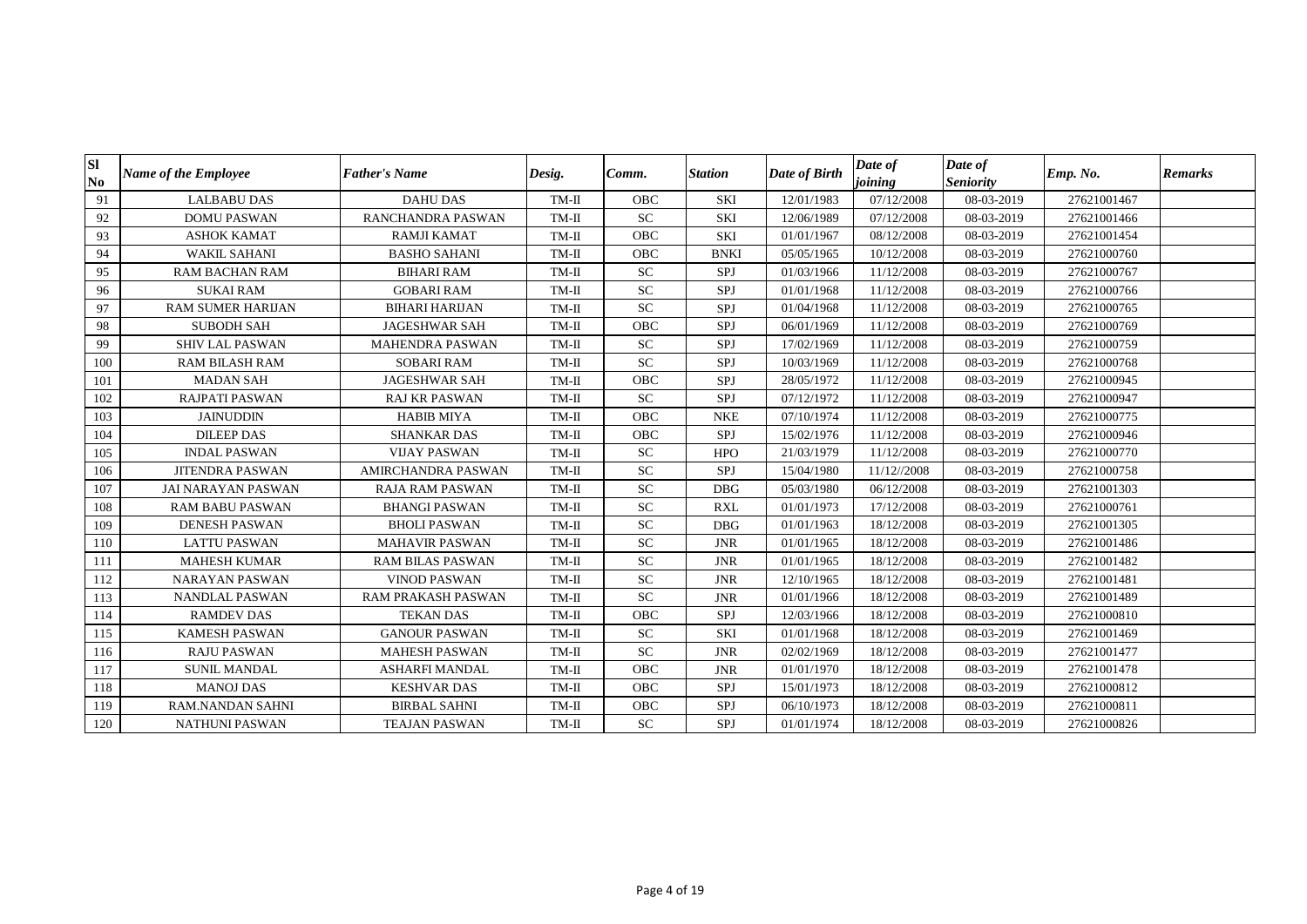| Sl No | Name of the Employee | Father's Name | Desig. | Comm. | Station | Date of Birth | Date of joining | Date of Seniority | Emp. No. | Remarks |
|---|---|---|---|---|---|---|---|---|---|---|
| 91 | LALBABU DAS | DAHU DAS | TM-II | OBC | SKI | 12/01/1983 | 07/12/2008 | 08-03-2019 | 27621001467 | |
| 92 | DOMU PASWAN | RANCHANDRA PASWAN | TM-II | SC | SKI | 12/06/1989 | 07/12/2008 | 08-03-2019 | 27621001466 | |
| 93 | ASHOK KAMAT | RAMJI KAMAT | TM-II | OBC | SKI | 01/01/1967 | 08/12/2008 | 08-03-2019 | 27621001454 | |
| 94 | WAKIL SAHANI | BASHO SAHANI | TM-II | OBC | BNKI | 05/05/1965 | 10/12/2008 | 08-03-2019 | 27621000760 | |
| 95 | RAM BACHAN RAM | BIHARI RAM | TM-II | SC | SPJ | 01/03/1966 | 11/12/2008 | 08-03-2019 | 27621000767 | |
| 96 | SUKAI RAM | GOBARI RAM | TM-II | SC | SPJ | 01/01/1968 | 11/12/2008 | 08-03-2019 | 27621000766 | |
| 97 | RAM SUMER HARIJAN | BIHARI HARIJAN | TM-II | SC | SPJ | 01/04/1968 | 11/12/2008 | 08-03-2019 | 27621000765 | |
| 98 | SUBODH SAH | JAGESHWAR SAH | TM-II | OBC | SPJ | 06/01/1969 | 11/12/2008 | 08-03-2019 | 27621000769 | |
| 99 | SHIV LAL PASWAN | MAHENDRA PASWAN | TM-II | SC | SPJ | 17/02/1969 | 11/12/2008 | 08-03-2019 | 27621000759 | |
| 100 | RAM BILASH RAM | SOBARI RAM | TM-II | SC | SPJ | 10/03/1969 | 11/12/2008 | 08-03-2019 | 27621000768 | |
| 101 | MADAN SAH | JAGESHWAR SAH | TM-II | OBC | SPJ | 28/05/1972 | 11/12/2008 | 08-03-2019 | 27621000945 | |
| 102 | RAJPATI PASWAN | RAJ KR PASWAN | TM-II | SC | SPJ | 07/12/1972 | 11/12/2008 | 08-03-2019 | 27621000947 | |
| 103 | JAINUDDIN | HABIB MIYA | TM-II | OBC | NKE | 07/10/1974 | 11/12/2008 | 08-03-2019 | 27621000775 | |
| 104 | DILEEP DAS | SHANKAR DAS | TM-II | OBC | SPJ | 15/02/1976 | 11/12/2008 | 08-03-2019 | 27621000946 | |
| 105 | INDAL PASWAN | VIJAY PASWAN | TM-II | SC | HPO | 21/03/1979 | 11/12/2008 | 08-03-2019 | 27621000770 | |
| 106 | JITENDRA PASWAN | AMIRCHANDRA PASWAN | TM-II | SC | SPJ | 15/04/1980 | 11/12//2008 | 08-03-2019 | 27621000758 | |
| 107 | JAI NARAYAN PASWAN | RAJA RAM PASWAN | TM-II | SC | DBG | 05/03/1980 | 06/12/2008 | 08-03-2019 | 27621001303 | |
| 108 | RAM BABU PASWAN | BHANGI PASWAN | TM-II | SC | RXL | 01/01/1973 | 17/12/2008 | 08-03-2019 | 27621000761 | |
| 109 | DENESH PASWAN | BHOLI PASWAN | TM-II | SC | DBG | 01/01/1963 | 18/12/2008 | 08-03-2019 | 27621001305 | |
| 110 | LATTU PASWAN | MAHAVIR PASWAN | TM-II | SC | JNR | 01/01/1965 | 18/12/2008 | 08-03-2019 | 27621001486 | |
| 111 | MAHESH KUMAR | RAM BILAS PASWAN | TM-II | SC | JNR | 01/01/1965 | 18/12/2008 | 08-03-2019 | 27621001482 | |
| 112 | NARAYAN PASWAN | VINOD PASWAN | TM-II | SC | JNR | 12/10/1965 | 18/12/2008 | 08-03-2019 | 27621001481 | |
| 113 | NANDLAL PASWAN | RAM PRAKASH PASWAN | TM-II | SC | JNR | 01/01/1966 | 18/12/2008 | 08-03-2019 | 27621001489 | |
| 114 | RAMDEV DAS | TEKAN DAS | TM-II | OBC | SPJ | 12/03/1966 | 18/12/2008 | 08-03-2019 | 27621000810 | |
| 115 | KAMESH PASWAN | GANOUR PASWAN | TM-II | SC | SKI | 01/01/1968 | 18/12/2008 | 08-03-2019 | 27621001469 | |
| 116 | RAJU PASWAN | MAHESH PASWAN | TM-II | SC | JNR | 02/02/1969 | 18/12/2008 | 08-03-2019 | 27621001477 | |
| 117 | SUNIL MANDAL | ASHARFI MANDAL | TM-II | OBC | JNR | 01/01/1970 | 18/12/2008 | 08-03-2019 | 27621001478 | |
| 118 | MANOJ DAS | KESHVAR DAS | TM-II | OBC | SPJ | 15/01/1973 | 18/12/2008 | 08-03-2019 | 27621000812 | |
| 119 | RAM.NANDAN SAHNI | BIRBAL SAHNI | TM-II | OBC | SPJ | 06/10/1973 | 18/12/2008 | 08-03-2019 | 27621000811 | |
| 120 | NATHUNI PASWAN | TEAJAN PASWAN | TM-II | SC | SPJ | 01/01/1974 | 18/12/2008 | 08-03-2019 | 27621000826 | |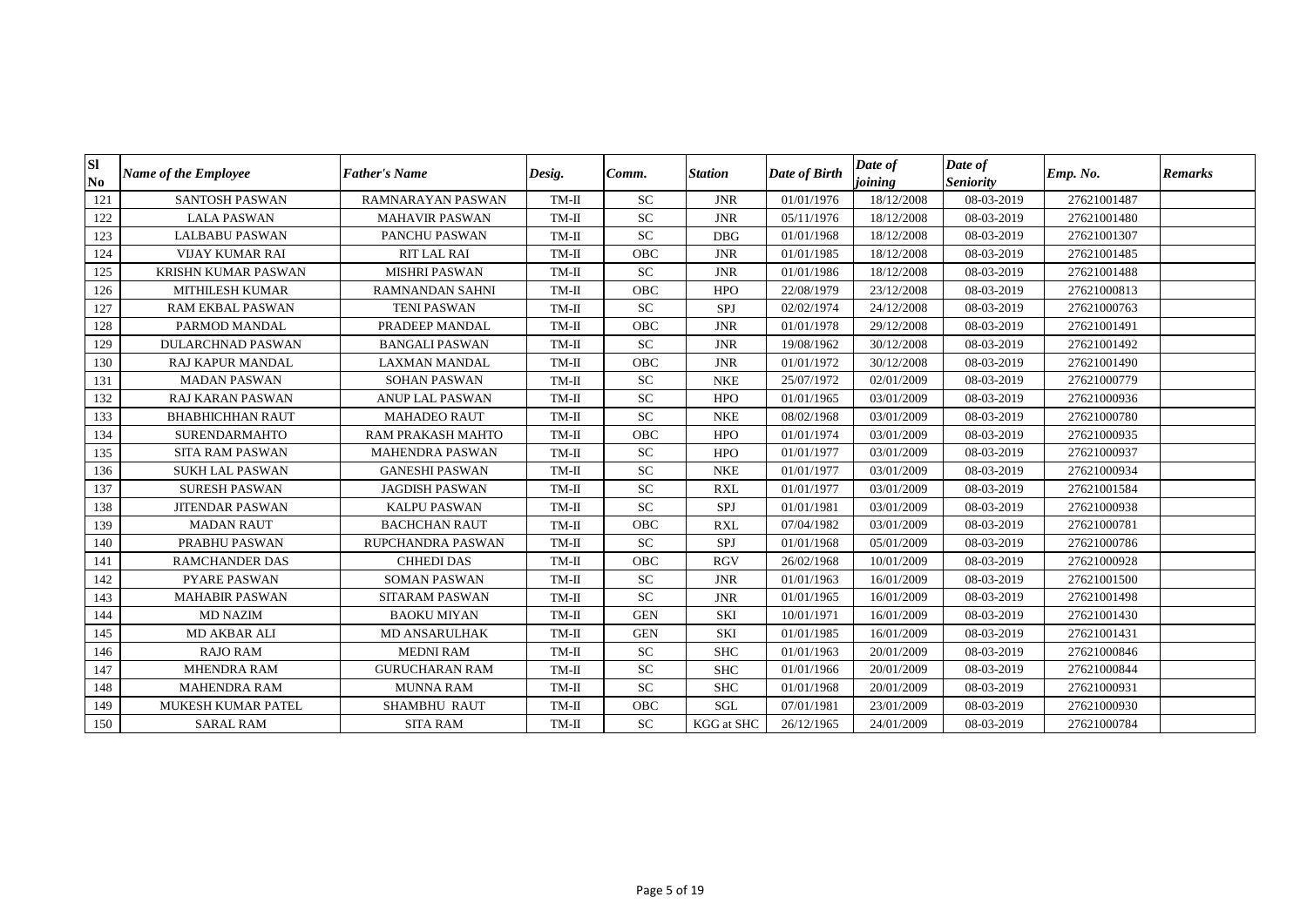| Sl No | Name of the Employee | Father's Name | Desig. | Comm. | Station | Date of Birth | Date of joining | Date of Seniority | Emp. No. | Remarks |
|---|---|---|---|---|---|---|---|---|---|---|
| 121 | SANTOSH PASWAN | RAMNARAYAN PASWAN | TM-II | SC | JNR | 01/01/1976 | 18/12/2008 | 08-03-2019 | 27621001487 | |
| 122 | LALA PASWAN | MAHAVIR PASWAN | TM-II | SC | JNR | 05/11/1976 | 18/12/2008 | 08-03-2019 | 27621001480 | |
| 123 | LALBABU PASWAN | PANCHU PASWAN | TM-II | SC | DBG | 01/01/1968 | 18/12/2008 | 08-03-2019 | 27621001307 | |
| 124 | VIJAY KUMAR RAI | RIT LAL RAI | TM-II | OBC | JNR | 01/01/1985 | 18/12/2008 | 08-03-2019 | 27621001485 | |
| 125 | KRISHN KUMAR PASWAN | MISHRI PASWAN | TM-II | SC | JNR | 01/01/1986 | 18/12/2008 | 08-03-2019 | 27621001488 | |
| 126 | MITHILESH KUMAR | RAMNANDAN SAHNI | TM-II | OBC | HPO | 22/08/1979 | 23/12/2008 | 08-03-2019 | 27621000813 | |
| 127 | RAM EKBAL PASWAN | TENI PASWAN | TM-II | SC | SPJ | 02/02/1974 | 24/12/2008 | 08-03-2019 | 27621000763 | |
| 128 | PARMOD MANDAL | PRADEEP MANDAL | TM-II | OBC | JNR | 01/01/1978 | 29/12/2008 | 08-03-2019 | 27621001491 | |
| 129 | DULARCHNAD PASWAN | BANGALI PASWAN | TM-II | SC | JNR | 19/08/1962 | 30/12/2008 | 08-03-2019 | 27621001492 | |
| 130 | RAJ KAPUR MANDAL | LAXMAN MANDAL | TM-II | OBC | JNR | 01/01/1972 | 30/12/2008 | 08-03-2019 | 27621001490 | |
| 131 | MADAN PASWAN | SOHAN PASWAN | TM-II | SC | NKE | 25/07/1972 | 02/01/2009 | 08-03-2019 | 27621000779 | |
| 132 | RAJ KARAN PASWAN | ANUP LAL PASWAN | TM-II | SC | HPO | 01/01/1965 | 03/01/2009 | 08-03-2019 | 27621000936 | |
| 133 | BHABHICHHAN RAUT | MAHADEO RAUT | TM-II | SC | NKE | 08/02/1968 | 03/01/2009 | 08-03-2019 | 27621000780 | |
| 134 | SURENDARMAHTO | RAM PRAKASH MAHTO | TM-II | OBC | HPO | 01/01/1974 | 03/01/2009 | 08-03-2019 | 27621000935 | |
| 135 | SITA RAM PASWAN | MAHENDRA PASWAN | TM-II | SC | HPO | 01/01/1977 | 03/01/2009 | 08-03-2019 | 27621000937 | |
| 136 | SUKH LAL PASWAN | GANESHI PASWAN | TM-II | SC | NKE | 01/01/1977 | 03/01/2009 | 08-03-2019 | 27621000934 | |
| 137 | SURESH PASWAN | JAGDISH PASWAN | TM-II | SC | RXL | 01/01/1977 | 03/01/2009 | 08-03-2019 | 27621001584 | |
| 138 | JITENDAR PASWAN | KALPU PASWAN | TM-II | SC | SPJ | 01/01/1981 | 03/01/2009 | 08-03-2019 | 27621000938 | |
| 139 | MADAN RAUT | BACHCHAN RAUT | TM-II | OBC | RXL | 07/04/1982 | 03/01/2009 | 08-03-2019 | 27621000781 | |
| 140 | PRABHU PASWAN | RUPCHANDRA PASWAN | TM-II | SC | SPJ | 01/01/1968 | 05/01/2009 | 08-03-2019 | 27621000786 | |
| 141 | RAMCHANDER DAS | CHHEDI DAS | TM-II | OBC | RGV | 26/02/1968 | 10/01/2009 | 08-03-2019 | 27621000928 | |
| 142 | PYARE PASWAN | SOMAN PASWAN | TM-II | SC | JNR | 01/01/1963 | 16/01/2009 | 08-03-2019 | 27621001500 | |
| 143 | MAHABIR PASWAN | SITARAM PASWAN | TM-II | SC | JNR | 01/01/1965 | 16/01/2009 | 08-03-2019 | 27621001498 | |
| 144 | MD NAZIM | BAOKU MIYAN | TM-II | GEN | SKI | 10/01/1971 | 16/01/2009 | 08-03-2019 | 27621001430 | |
| 145 | MD AKBAR ALI | MD ANSARULHAK | TM-II | GEN | SKI | 01/01/1985 | 16/01/2009 | 08-03-2019 | 27621001431 | |
| 146 | RAJO RAM | MEDNI RAM | TM-II | SC | SHC | 01/01/1963 | 20/01/2009 | 08-03-2019 | 27621000846 | |
| 147 | MHENDRA RAM | GURUCHARAN RAM | TM-II | SC | SHC | 01/01/1966 | 20/01/2009 | 08-03-2019 | 27621000844 | |
| 148 | MAHENDRA RAM | MUNNA RAM | TM-II | SC | SHC | 01/01/1968 | 20/01/2009 | 08-03-2019 | 27621000931 | |
| 149 | MUKESH KUMAR PATEL | SHAMBHU RAUT | TM-II | OBC | SGL | 07/01/1981 | 23/01/2009 | 08-03-2019 | 27621000930 | |
| 150 | SARAL RAM | SITA RAM | TM-II | SC | KGG at SHC | 26/12/1965 | 24/01/2009 | 08-03-2019 | 27621000784 | |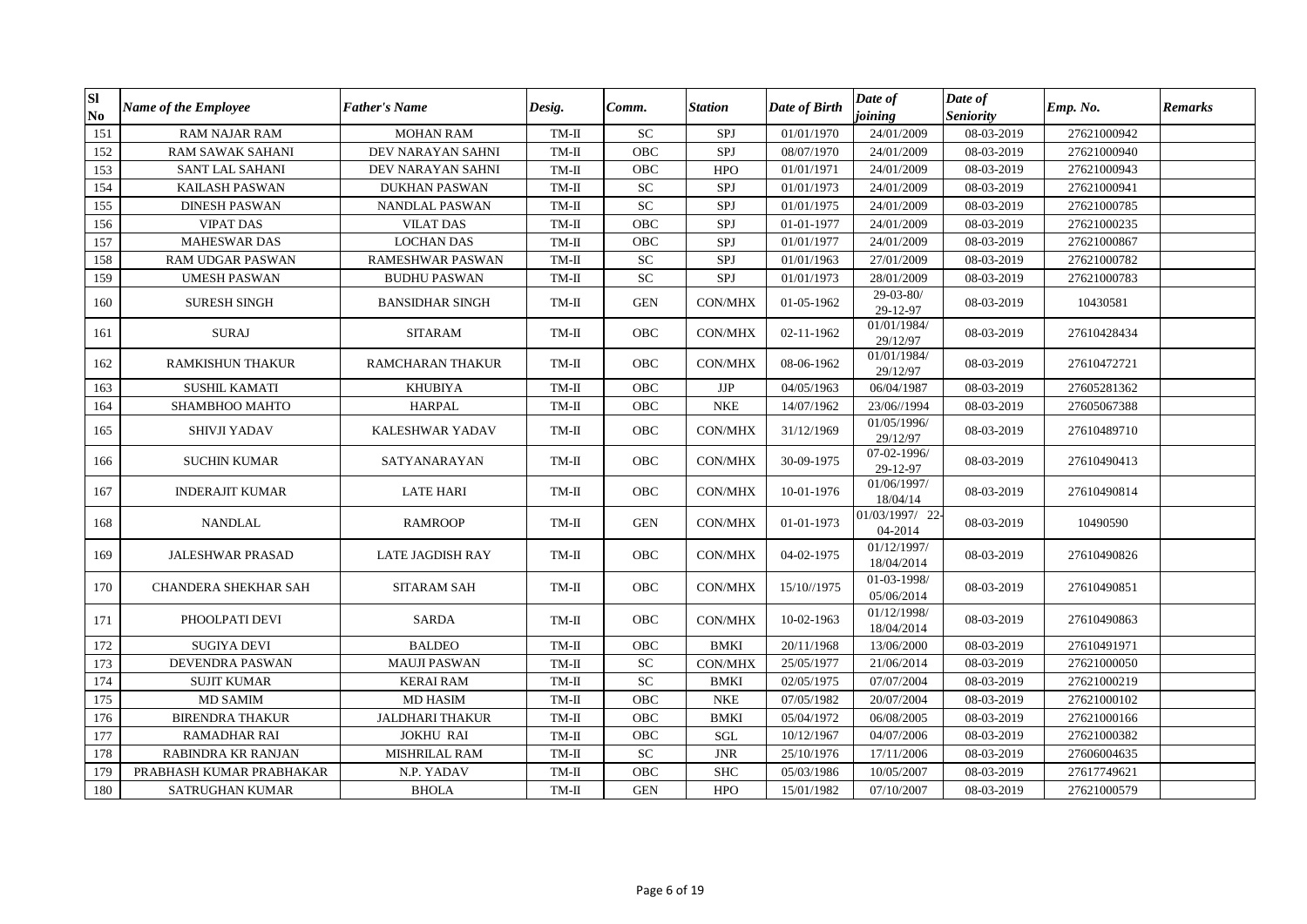| Sl No | Name of the Employee | Father's Name | Desig. | Comm. | Station | Date of Birth | Date of joining | Date of Seniority | Emp. No. | Remarks |
|---|---|---|---|---|---|---|---|---|---|---|
| 151 | RAM NAJAR RAM | MOHAN RAM | TM-II | SC | SPJ | 01/01/1970 | 24/01/2009 | 08-03-2019 | 27621000942 | |
| 152 | RAM SAWAK SAHANI | DEV NARAYAN SAHNI | TM-II | OBC | SPJ | 08/07/1970 | 24/01/2009 | 08-03-2019 | 27621000940 | |
| 153 | SANT LAL SAHANI | DEV NARAYAN SAHNI | TM-II | OBC | HPO | 01/01/1971 | 24/01/2009 | 08-03-2019 | 27621000943 | |
| 154 | KAILASH PASWAN | DUKHAN PASWAN | TM-II | SC | SPJ | 01/01/1973 | 24/01/2009 | 08-03-2019 | 27621000941 | |
| 155 | DINESH PASWAN | NANDLAL PASWAN | TM-II | SC | SPJ | 01/01/1975 | 24/01/2009 | 08-03-2019 | 27621000785 | |
| 156 | VIPAT DAS | VILAT DAS | TM-II | OBC | SPJ | 01-01-1977 | 24/01/2009 | 08-03-2019 | 27621000235 | |
| 157 | MAHESWAR DAS | LOCHAN DAS | TM-II | OBC | SPJ | 01/01/1977 | 24/01/2009 | 08-03-2019 | 27621000867 | |
| 158 | RAM UDGAR PASWAN | RAMESHWAR PASWAN | TM-II | SC | SPJ | 01/01/1963 | 27/01/2009 | 08-03-2019 | 27621000782 | |
| 159 | UMESH PASWAN | BUDHU PASWAN | TM-II | SC | SPJ | 01/01/1973 | 28/01/2009 | 08-03-2019 | 27621000783 | |
| 160 | SURESH SINGH | BANSIDHAR SINGH | TM-II | GEN | CON/MHX | 01-05-1962 | 29-03-80/ 29-12-97 | 08-03-2019 | 10430581 | |
| 161 | SURAJ | SITARAM | TM-II | OBC | CON/MHX | 02-11-1962 | 01/01/1984/ 29/12/97 | 08-03-2019 | 27610428434 | |
| 162 | RAMKISHUN THAKUR | RAMCHARAN THAKUR | TM-II | OBC | CON/MHX | 08-06-1962 | 01/01/1984/ 29/12/97 | 08-03-2019 | 27610472721 | |
| 163 | SUSHIL KAMATI | KHUBIYA | TM-II | OBC | JJP | 04/05/1963 | 06/04/1987 | 08-03-2019 | 27605281362 | |
| 164 | SHAMBHOO MAHTO | HARPAL | TM-II | OBC | NKE | 14/07/1962 | 23/06//1994 | 08-03-2019 | 27605067388 | |
| 165 | SHIVJI YADAV | KALESHWAR YADAV | TM-II | OBC | CON/MHX | 31/12/1969 | 01/05/1996/ 29/12/97 | 08-03-2019 | 27610489710 | |
| 166 | SUCHIN KUMAR | SATYANARAYAN | TM-II | OBC | CON/MHX | 30-09-1975 | 07-02-1996/ 29-12-97 | 08-03-2019 | 27610490413 | |
| 167 | INDERAJIT KUMAR | LATE HARI | TM-II | OBC | CON/MHX | 10-01-1976 | 01/06/1997/ 18/04/14 | 08-03-2019 | 27610490814 | |
| 168 | NANDLAL | RAMROOP | TM-II | GEN | CON/MHX | 01-01-1973 | 01/03/1997/ 22-04-2014 | 08-03-2019 | 10490590 | |
| 169 | JALESHWAR PRASAD | LATE JAGDISH RAY | TM-II | OBC | CON/MHX | 04-02-1975 | 01/12/1997/ 18/04/2014 | 08-03-2019 | 27610490826 | |
| 170 | CHANDERA SHEKHAR SAH | SITARAM SAH | TM-II | OBC | CON/MHX | 15/10//1975 | 01-03-1998/ 05/06/2014 | 08-03-2019 | 27610490851 | |
| 171 | PHOOLPATI DEVI | SARDA | TM-II | OBC | CON/MHX | 10-02-1963 | 01/12/1998/ 18/04/2014 | 08-03-2019 | 27610490863 | |
| 172 | SUGIYA DEVI | BALDEO | TM-II | OBC | BMKI | 20/11/1968 | 13/06/2000 | 08-03-2019 | 27610491971 | |
| 173 | DEVENDRA PASWAN | MAUJI PASWAN | TM-II | SC | CON/MHX | 25/05/1977 | 21/06/2014 | 08-03-2019 | 27621000050 | |
| 174 | SUJIT KUMAR | KERAI RAM | TM-II | SC | BMKI | 02/05/1975 | 07/07/2004 | 08-03-2019 | 27621000219 | |
| 175 | MD SAMIM | MD HASIM | TM-II | OBC | NKE | 07/05/1982 | 20/07/2004 | 08-03-2019 | 27621000102 | |
| 176 | BIRENDRA THAKUR | JALDHARI THAKUR | TM-II | OBC | BMKI | 05/04/1972 | 06/08/2005 | 08-03-2019 | 27621000166 | |
| 177 | RAMADHAR RAI | JOKHU RAI | TM-II | OBC | SGL | 10/12/1967 | 04/07/2006 | 08-03-2019 | 27621000382 | |
| 178 | RABINDRA KR RANJAN | MISHRILAL RAM | TM-II | SC | JNR | 25/10/1976 | 17/11/2006 | 08-03-2019 | 27606004635 | |
| 179 | PRABHASH KUMAR PRABHAKAR | N.P. YADAV | TM-II | OBC | SHC | 05/03/1986 | 10/05/2007 | 08-03-2019 | 27617749621 | |
| 180 | SATRUGHAN KUMAR | BHOLA | TM-II | GEN | HPO | 15/01/1982 | 07/10/2007 | 08-03-2019 | 27621000579 | |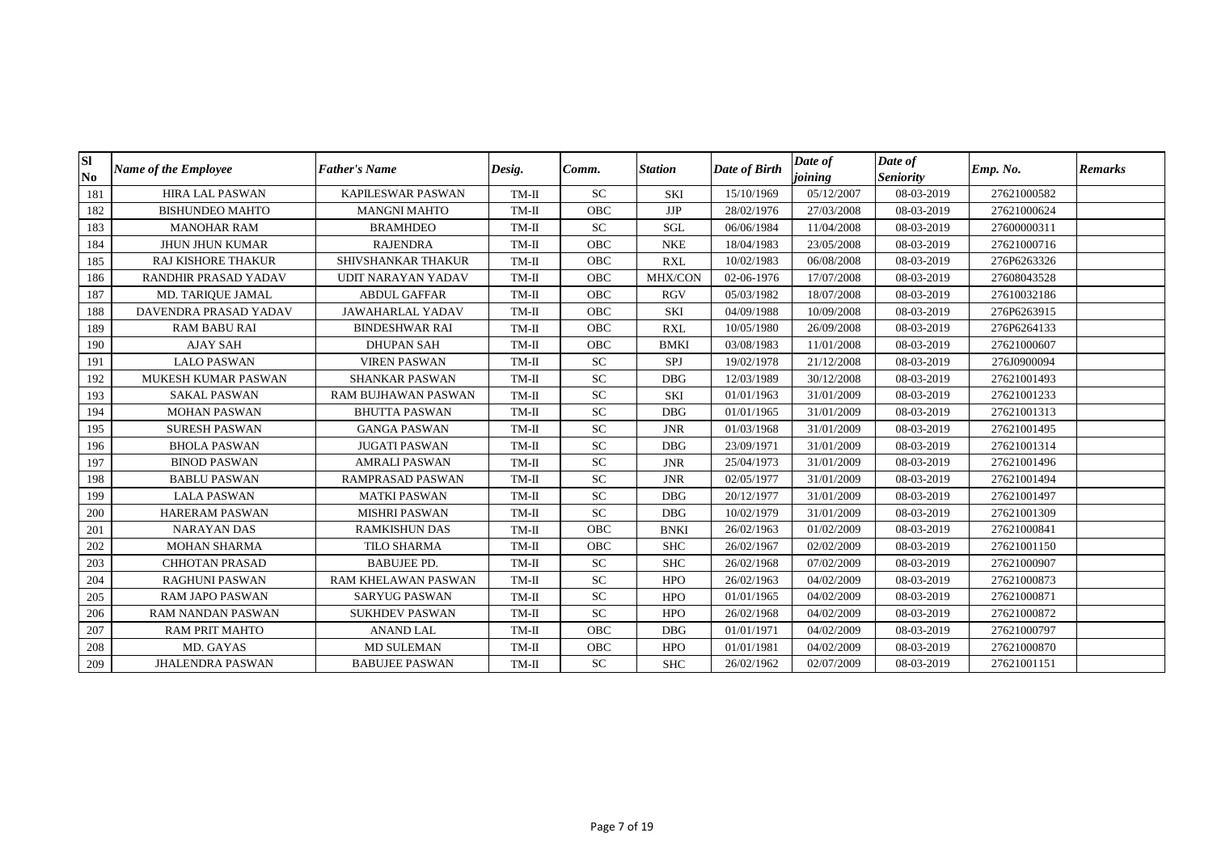| Sl No | Name of the Employee | Father's Name | Desig. | Comm. | Station | Date of Birth | Date of joining | Date of Seniority | Emp. No. | Remarks |
|---|---|---|---|---|---|---|---|---|---|---|
| 181 | HIRA LAL PASWAN | KAPILESWAR PASWAN | TM-II | SC | SKI | 15/10/1969 | 05/12/2007 | 08-03-2019 | 27621000582 | |
| 182 | BISHUNDEO MAHTO | MANGNI MAHTO | TM-II | OBC | JJP | 28/02/1976 | 27/03/2008 | 08-03-2019 | 27621000624 | |
| 183 | MANOHAR RAM | BRAMHDEO | TM-II | SC | SGL | 06/06/1984 | 11/04/2008 | 08-03-2019 | 27600000311 | |
| 184 | JHUN JHUN KUMAR | RAJENDRA | TM-II | OBC | NKE | 18/04/1983 | 23/05/2008 | 08-03-2019 | 27621000716 | |
| 185 | RAJ KISHORE THAKUR | SHIVSHANKAR THAKUR | TM-II | OBC | RXL | 10/02/1983 | 06/08/2008 | 08-03-2019 | 276P6263326 | |
| 186 | RANDHIR PRASAD YADAV | UDIT NARAYAN YADAV | TM-II | OBC | MHX/CON | 02-06-1976 | 17/07/2008 | 08-03-2019 | 27608043528 | |
| 187 | MD. TARIQUE JAMAL | ABDUL GAFFAR | TM-II | OBC | RGV | 05/03/1982 | 18/07/2008 | 08-03-2019 | 27610032186 | |
| 188 | DAVENDRA PRASAD YADAV | JAWAHARLAL YADAV | TM-II | OBC | SKI | 04/09/1988 | 10/09/2008 | 08-03-2019 | 276P6263915 | |
| 189 | RAM BABU RAI | BINDESHWAR RAI | TM-II | OBC | RXL | 10/05/1980 | 26/09/2008 | 08-03-2019 | 276P6264133 | |
| 190 | AJAY SAH | DHUPAN SAH | TM-II | OBC | BMKI | 03/08/1983 | 11/01/2008 | 08-03-2019 | 27621000607 | |
| 191 | LALO PASWAN | VIREN PASWAN | TM-II | SC | SPJ | 19/02/1978 | 21/12/2008 | 08-03-2019 | 276J0900094 | |
| 192 | MUKESH KUMAR PASWAN | SHANKAR PASWAN | TM-II | SC | DBG | 12/03/1989 | 30/12/2008 | 08-03-2019 | 27621001493 | |
| 193 | SAKAL PASWAN | RAM BUJHAWAN PASWAN | TM-II | SC | SKI | 01/01/1963 | 31/01/2009 | 08-03-2019 | 27621001233 | |
| 194 | MOHAN PASWAN | BHUTTA PASWAN | TM-II | SC | DBG | 01/01/1965 | 31/01/2009 | 08-03-2019 | 27621001313 | |
| 195 | SURESH PASWAN | GANGA PASWAN | TM-II | SC | JNR | 01/03/1968 | 31/01/2009 | 08-03-2019 | 27621001495 | |
| 196 | BHOLA PASWAN | JUGATI PASWAN | TM-II | SC | DBG | 23/09/1971 | 31/01/2009 | 08-03-2019 | 27621001314 | |
| 197 | BINOD PASWAN | AMRALI PASWAN | TM-II | SC | JNR | 25/04/1973 | 31/01/2009 | 08-03-2019 | 27621001496 | |
| 198 | BABLU PASWAN | RAMPRASAD PASWAN | TM-II | SC | JNR | 02/05/1977 | 31/01/2009 | 08-03-2019 | 27621001494 | |
| 199 | LALA PASWAN | MATKI PASWAN | TM-II | SC | DBG | 20/12/1977 | 31/01/2009 | 08-03-2019 | 27621001497 | |
| 200 | HARERAM PASWAN | MISHRI PASWAN | TM-II | SC | DBG | 10/02/1979 | 31/01/2009 | 08-03-2019 | 27621001309 | |
| 201 | NARAYAN DAS | RAMKISHUN DAS | TM-II | OBC | BNKI | 26/02/1963 | 01/02/2009 | 08-03-2019 | 27621000841 | |
| 202 | MOHAN SHARMA | TILO SHARMA | TM-II | OBC | SHC | 26/02/1967 | 02/02/2009 | 08-03-2019 | 27621001150 | |
| 203 | CHHOTAN PRASAD | BABUJEE PD. | TM-II | SC | SHC | 26/02/1968 | 07/02/2009 | 08-03-2019 | 27621000907 | |
| 204 | RAGHUNI PASWAN | RAM KHELAWAN PASWAN | TM-II | SC | HPO | 26/02/1963 | 04/02/2009 | 08-03-2019 | 27621000873 | |
| 205 | RAM JAPO PASWAN | SARYUG PASWAN | TM-II | SC | HPO | 01/01/1965 | 04/02/2009 | 08-03-2019 | 27621000871 | |
| 206 | RAM NANDAN PASWAN | SUKHDEV PASWAN | TM-II | SC | HPO | 26/02/1968 | 04/02/2009 | 08-03-2019 | 27621000872 | |
| 207 | RAM PRIT MAHTO | ANAND LAL | TM-II | OBC | DBG | 01/01/1971 | 04/02/2009 | 08-03-2019 | 27621000797 | |
| 208 | MD. GAYAS | MD SULEMAN | TM-II | OBC | HPO | 01/01/1981 | 04/02/2009 | 08-03-2019 | 27621000870 | |
| 209 | JHALENDRA PASWAN | BABUJEE PASWAN | TM-II | SC | SHC | 26/02/1962 | 02/07/2009 | 08-03-2019 | 27621001151 | |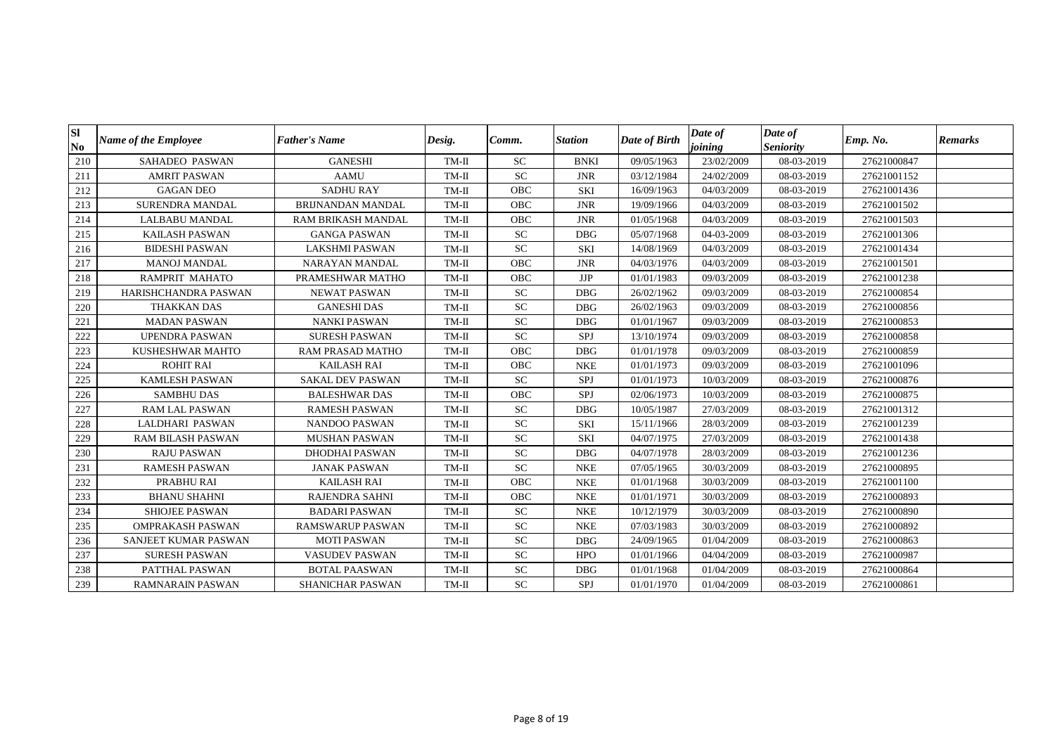| Sl No | Name of the Employee | Father's Name | Desig. | Comm. | Station | Date of Birth | Date of joining | Date of Seniority | Emp. No. | Remarks |
|---|---|---|---|---|---|---|---|---|---|---|
| 210 | SAHADEO PASWAN | GANESHI | TM-II | SC | BNKI | 09/05/1963 | 23/02/2009 | 08-03-2019 | 27621000847 | |
| 211 | AMRIT PASWAN | AAMU | TM-II | SC | JNR | 03/12/1984 | 24/02/2009 | 08-03-2019 | 27621001152 | |
| 212 | GAGAN DEO | SADHU RAY | TM-II | OBC | SKI | 16/09/1963 | 04/03/2009 | 08-03-2019 | 27621001436 | |
| 213 | SURENDRA MANDAL | BRIJNANDAN MANDAL | TM-II | OBC | JNR | 19/09/1966 | 04/03/2009 | 08-03-2019 | 27621001502 | |
| 214 | LALBABU MANDAL | RAM BRIKASH MANDAL | TM-II | OBC | JNR | 01/05/1968 | 04/03/2009 | 08-03-2019 | 27621001503 | |
| 215 | KAILASH PASWAN | GANGA PASWAN | TM-II | SC | DBG | 05/07/1968 | 04-03-2009 | 08-03-2019 | 27621001306 | |
| 216 | BIDESHI PASWAN | LAKSHMI PASWAN | TM-II | SC | SKI | 14/08/1969 | 04/03/2009 | 08-03-2019 | 27621001434 | |
| 217 | MANOJ MANDAL | NARAYAN MANDAL | TM-II | OBC | JNR | 04/03/1976 | 04/03/2009 | 08-03-2019 | 27621001501 | |
| 218 | RAMPRIT MAHATO | PRAMESHWAR MATHO | TM-II | OBC | JJP | 01/01/1983 | 09/03/2009 | 08-03-2019 | 27621001238 | |
| 219 | HARISHCHANDRA PASWAN | NEWAT PASWAN | TM-II | SC | DBG | 26/02/1962 | 09/03/2009 | 08-03-2019 | 27621000854 | |
| 220 | THAKKAN DAS | GANESHI DAS | TM-II | SC | DBG | 26/02/1963 | 09/03/2009 | 08-03-2019 | 27621000856 | |
| 221 | MADAN PASWAN | NANKI PASWAN | TM-II | SC | DBG | 01/01/1967 | 09/03/2009 | 08-03-2019 | 27621000853 | |
| 222 | UPENDRA PASWAN | SURESH PASWAN | TM-II | SC | SPJ | 13/10/1974 | 09/03/2009 | 08-03-2019 | 27621000858 | |
| 223 | KUSHESHWAR MAHTO | RAM PRASAD MATHO | TM-II | OBC | DBG | 01/01/1978 | 09/03/2009 | 08-03-2019 | 27621000859 | |
| 224 | ROHIT RAI | KAILASH RAI | TM-II | OBC | NKE | 01/01/1973 | 09/03/2009 | 08-03-2019 | 27621001096 | |
| 225 | KAMLESH PASWAN | SAKAL DEV PASWAN | TM-II | SC | SPJ | 01/01/1973 | 10/03/2009 | 08-03-2019 | 27621000876 | |
| 226 | SAMBHU DAS | BALESHWAR DAS | TM-II | OBC | SPJ | 02/06/1973 | 10/03/2009 | 08-03-2019 | 27621000875 | |
| 227 | RAM LAL PASWAN | RAMESH PASWAN | TM-II | SC | DBG | 10/05/1987 | 27/03/2009 | 08-03-2019 | 27621001312 | |
| 228 | LALDHARI PASWAN | NANDOO PASWAN | TM-II | SC | SKI | 15/11/1966 | 28/03/2009 | 08-03-2019 | 27621001239 | |
| 229 | RAM BILASH PASWAN | MUSHAN PASWAN | TM-II | SC | SKI | 04/07/1975 | 27/03/2009 | 08-03-2019 | 27621001438 | |
| 230 | RAJU PASWAN | DHODHAI PASWAN | TM-II | SC | DBG | 04/07/1978 | 28/03/2009 | 08-03-2019 | 27621001236 | |
| 231 | RAMESH PASWAN | JANAK PASWAN | TM-II | SC | NKE | 07/05/1965 | 30/03/2009 | 08-03-2019 | 27621000895 | |
| 232 | PRABHU RAI | KAILASH RAI | TM-II | OBC | NKE | 01/01/1968 | 30/03/2009 | 08-03-2019 | 27621001100 | |
| 233 | BHANU SHAHNI | RAJENDRA SAHNI | TM-II | OBC | NKE | 01/01/1971 | 30/03/2009 | 08-03-2019 | 27621000893 | |
| 234 | SHIOJEE PASWAN | BADARI PASWAN | TM-II | SC | NKE | 10/12/1979 | 30/03/2009 | 08-03-2019 | 27621000890 | |
| 235 | OMPRAKASH PASWAN | RAMSWARUP PASWAN | TM-II | SC | NKE | 07/03/1983 | 30/03/2009 | 08-03-2019 | 27621000892 | |
| 236 | SANJEET KUMAR PASWAN | MOTI PASWAN | TM-II | SC | DBG | 24/09/1965 | 01/04/2009 | 08-03-2019 | 27621000863 | |
| 237 | SURESH PASWAN | VASUDEV PASWAN | TM-II | SC | HPO | 01/01/1966 | 04/04/2009 | 08-03-2019 | 27621000987 | |
| 238 | PATTHAL PASWAN | BOTAL PAASWAN | TM-II | SC | DBG | 01/01/1968 | 01/04/2009 | 08-03-2019 | 27621000864 | |
| 239 | RAMNARAIN PASWAN | SHANICHAR PASWAN | TM-II | SC | SPJ | 01/01/1970 | 01/04/2009 | 08-03-2019 | 27621000861 | |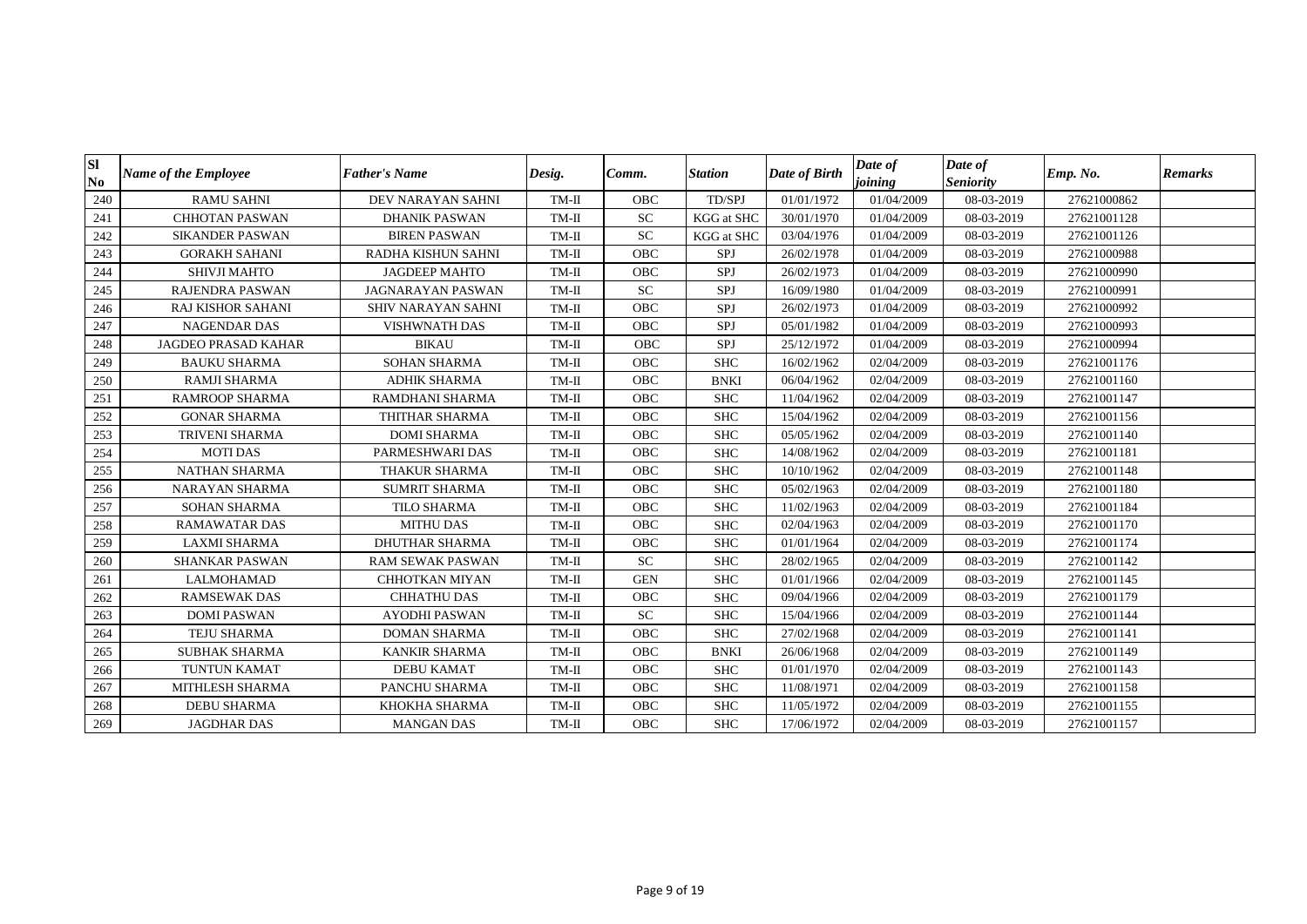| Sl No | *Name of the Employee* | *Father's Name* | *Desig.* | *Comm.* | *Station* | *Date of Birth* | *Date of joining* | *Date of Seniority* | *Emp. No.* | *Remarks* |
|---|---|---|---|---|---|---|---|---|---|---|
| 240 | RAMU SAHNI | DEV NARAYAN SAHNI | TM-II | OBC | TD/SPJ | 01/01/1972 | 01/04/2009 | 08-03-2019 | 27621000862 | |
| 241 | CHHOTAN PASWAN | DHANIK PASWAN | TM-II | SC | KGG at SHC | 30/01/1970 | 01/04/2009 | 08-03-2019 | 27621001128 | |
| 242 | SIKANDER PASWAN | BIREN PASWAN | TM-II | SC | KGG at SHC | 03/04/1976 | 01/04/2009 | 08-03-2019 | 27621001126 | |
| 243 | GORAKH SAHANI | RADHA KISHUN SAHNI | TM-II | OBC | SPJ | 26/02/1978 | 01/04/2009 | 08-03-2019 | 27621000988 | |
| 244 | SHIVJI MAHTO | JAGDEEP MAHTO | TM-II | OBC | SPJ | 26/02/1973 | 01/04/2009 | 08-03-2019 | 27621000990 | |
| 245 | RAJENDRA PASWAN | JAGNARAYAN PASWAN | TM-II | SC | SPJ | 16/09/1980 | 01/04/2009 | 08-03-2019 | 27621000991 | |
| 246 | RAJ KISHOR SAHANI | SHIV NARAYAN SAHNI | TM-II | OBC | SPJ | 26/02/1973 | 01/04/2009 | 08-03-2019 | 27621000992 | |
| 247 | NAGENDAR DAS | VISHWNATH DAS | TM-II | OBC | SPJ | 05/01/1982 | 01/04/2009 | 08-03-2019 | 27621000993 | |
| 248 | JAGDEO PRASAD KAHAR | BIKAU | TM-II | OBC | SPJ | 25/12/1972 | 01/04/2009 | 08-03-2019 | 27621000994 | |
| 249 | BAUKU SHARMA | SOHAN SHARMA | TM-II | OBC | SHC | 16/02/1962 | 02/04/2009 | 08-03-2019 | 27621001176 | |
| 250 | RAMJI SHARMA | ADHIK SHARMA | TM-II | OBC | BNKI | 06/04/1962 | 02/04/2009 | 08-03-2019 | 27621001160 | |
| 251 | RAMROOP SHARMA | RAMDHANI SHARMA | TM-II | OBC | SHC | 11/04/1962 | 02/04/2009 | 08-03-2019 | 27621001147 | |
| 252 | GONAR SHARMA | THITHAR SHARMA | TM-II | OBC | SHC | 15/04/1962 | 02/04/2009 | 08-03-2019 | 27621001156 | |
| 253 | TRIVENI SHARMA | DOMI SHARMA | TM-II | OBC | SHC | 05/05/1962 | 02/04/2009 | 08-03-2019 | 27621001140 | |
| 254 | MOTI DAS | PARMESHWARI DAS | TM-II | OBC | SHC | 14/08/1962 | 02/04/2009 | 08-03-2019 | 27621001181 | |
| 255 | NATHAN SHARMA | THAKUR SHARMA | TM-II | OBC | SHC | 10/10/1962 | 02/04/2009 | 08-03-2019 | 27621001148 | |
| 256 | NARAYAN SHARMA | SUMRIT SHARMA | TM-II | OBC | SHC | 05/02/1963 | 02/04/2009 | 08-03-2019 | 27621001180 | |
| 257 | SOHAN SHARMA | TILO SHARMA | TM-II | OBC | SHC | 11/02/1963 | 02/04/2009 | 08-03-2019 | 27621001184 | |
| 258 | RAMAWATAR DAS | MITHU DAS | TM-II | OBC | SHC | 02/04/1963 | 02/04/2009 | 08-03-2019 | 27621001170 | |
| 259 | LAXMI SHARMA | DHUTHAR SHARMA | TM-II | OBC | SHC | 01/01/1964 | 02/04/2009 | 08-03-2019 | 27621001174 | |
| 260 | SHANKAR PASWAN | RAM SEWAK PASWAN | TM-II | SC | SHC | 28/02/1965 | 02/04/2009 | 08-03-2019 | 27621001142 | |
| 261 | LALMOHAMAD | CHHOTKAN MIYAN | TM-II | GEN | SHC | 01/01/1966 | 02/04/2009 | 08-03-2019 | 27621001145 | |
| 262 | RAMSEWAK DAS | CHHATHU DAS | TM-II | OBC | SHC | 09/04/1966 | 02/04/2009 | 08-03-2019 | 27621001179 | |
| 263 | DOMI PASWAN | AYODHI PASWAN | TM-II | SC | SHC | 15/04/1966 | 02/04/2009 | 08-03-2019 | 27621001144 | |
| 264 | TEJU SHARMA | DOMAN SHARMA | TM-II | OBC | SHC | 27/02/1968 | 02/04/2009 | 08-03-2019 | 27621001141 | |
| 265 | SUBHAK SHARMA | KANKIR SHARMA | TM-II | OBC | BNKI | 26/06/1968 | 02/04/2009 | 08-03-2019 | 27621001149 | |
| 266 | TUNTUN KAMAT | DEBU KAMAT | TM-II | OBC | SHC | 01/01/1970 | 02/04/2009 | 08-03-2019 | 27621001143 | |
| 267 | MITHLESH SHARMA | PANCHU SHARMA | TM-II | OBC | SHC | 11/08/1971 | 02/04/2009 | 08-03-2019 | 27621001158 | |
| 268 | DEBU SHARMA | KHOKHA SHARMA | TM-II | OBC | SHC | 11/05/1972 | 02/04/2009 | 08-03-2019 | 27621001155 | |
| 269 | JAGDHAR DAS | MANGAN DAS | TM-II | OBC | SHC | 17/06/1972 | 02/04/2009 | 08-03-2019 | 27621001157 | |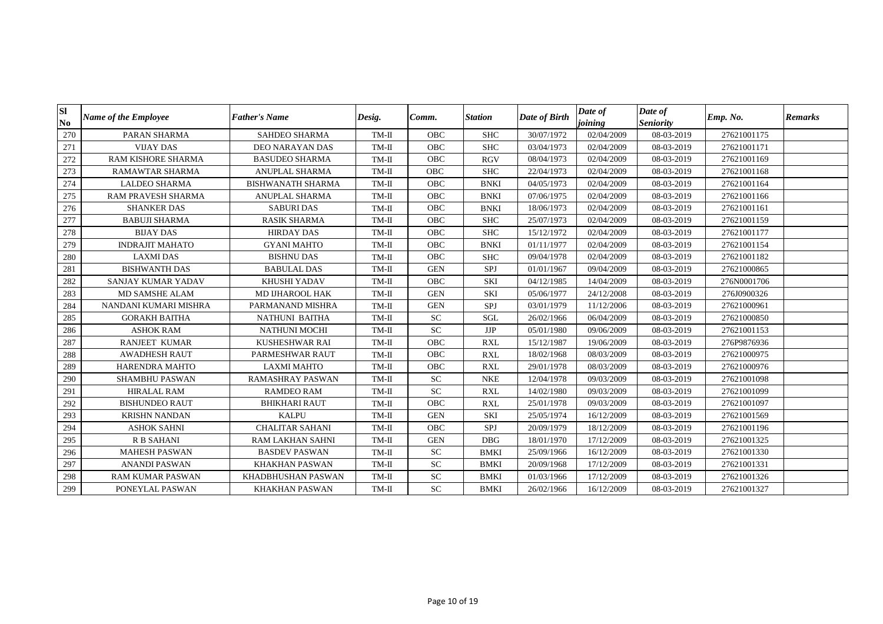| Sl No | Name of the Employee | Father's Name | Desig. | Comm. | Station | Date of Birth | Date of joining | Date of Seniority | Emp. No. | Remarks |
|---|---|---|---|---|---|---|---|---|---|---|
| 270 | PARAN SHARMA | SAHDEO SHARMA | TM-II | OBC | SHC | 30/07/1972 | 02/04/2009 | 08-03-2019 | 27621001175 | |
| 271 | VIJAY DAS | DEO NARAYAN DAS | TM-II | OBC | SHC | 03/04/1973 | 02/04/2009 | 08-03-2019 | 27621001171 | |
| 272 | RAM KISHORE SHARMA | BASUDEO SHARMA | TM-II | OBC | RGV | 08/04/1973 | 02/04/2009 | 08-03-2019 | 27621001169 | |
| 273 | RAMAWTAR SHARMA | ANUPLAL SHARMA | TM-II | OBC | SHC | 22/04/1973 | 02/04/2009 | 08-03-2019 | 27621001168 | |
| 274 | LALDEO SHARMA | BISHWANATH SHARMA | TM-II | OBC | BNKI | 04/05/1973 | 02/04/2009 | 08-03-2019 | 27621001164 | |
| 275 | RAM PRAVESH SHARMA | ANUPLAL SHARMA | TM-II | OBC | BNKI | 07/06/1975 | 02/04/2009 | 08-03-2019 | 27621001166 | |
| 276 | SHANKER DAS | SABURI DAS | TM-II | OBC | BNKI | 18/06/1973 | 02/04/2009 | 08-03-2019 | 27621001161 | |
| 277 | BABUJI SHARMA | RASIK SHARMA | TM-II | OBC | SHC | 25/07/1973 | 02/04/2009 | 08-03-2019 | 27621001159 | |
| 278 | BIJAY DAS | HIRDAY DAS | TM-II | OBC | SHC | 15/12/1972 | 02/04/2009 | 08-03-2019 | 27621001177 | |
| 279 | INDRAJIT MAHATO | GYANI MAHTO | TM-II | OBC | BNKI | 01/11/1977 | 02/04/2009 | 08-03-2019 | 27621001154 | |
| 280 | LAXMI DAS | BISHNU DAS | TM-II | OBC | SHC | 09/04/1978 | 02/04/2009 | 08-03-2019 | 27621001182 | |
| 281 | BISHWANTH DAS | BABULAL DAS | TM-II | GEN | SPJ | 01/01/1967 | 09/04/2009 | 08-03-2019 | 27621000865 | |
| 282 | SANJAY KUMAR YADAV | KHUSHI YADAV | TM-II | OBC | SKI | 04/12/1985 | 14/04/2009 | 08-03-2019 | 276N0001706 | |
| 283 | MD SAMSHE ALAM | MD IJHAROOL HAK | TM-II | GEN | SKI | 05/06/1977 | 24/12/2008 | 08-03-2019 | 276J0900326 | |
| 284 | NANDANI KUMARI MISHRA | PARMANAND MISHRA | TM-II | GEN | SPJ | 03/01/1979 | 11/12/2006 | 08-03-2019 | 27621000961 | |
| 285 | GORAKH BAITHA | NATHUNI BAITHA | TM-II | SC | SGL | 26/02/1966 | 06/04/2009 | 08-03-2019 | 27621000850 | |
| 286 | ASHOK RAM | NATHUNI MOCHI | TM-II | SC | JJP | 05/01/1980 | 09/06/2009 | 08-03-2019 | 27621001153 | |
| 287 | RANJEET KUMAR | KUSHESHWAR RAI | TM-II | OBC | RXL | 15/12/1987 | 19/06/2009 | 08-03-2019 | 276P9876936 | |
| 288 | AWADHESH RAUT | PARMESHWAR RAUT | TM-II | OBC | RXL | 18/02/1968 | 08/03/2009 | 08-03-2019 | 27621000975 | |
| 289 | HARENDRA MAHTO | LAXMI MAHTO | TM-II | OBC | RXL | 29/01/1978 | 08/03/2009 | 08-03-2019 | 27621000976 | |
| 290 | SHAMBHU PASWAN | RAMASHRAY PASWAN | TM-II | SC | NKE | 12/04/1978 | 09/03/2009 | 08-03-2019 | 27621001098 | |
| 291 | HIRALAL RAM | RAMDEO RAM | TM-II | SC | RXL | 14/02/1980 | 09/03/2009 | 08-03-2019 | 27621001099 | |
| 292 | BISHUNDEO RAUT | BHIKHARI RAUT | TM-II | OBC | RXL | 25/01/1978 | 09/03/2009 | 08-03-2019 | 27621001097 | |
| 293 | KRISHN NANDAN | KALPU | TM-II | GEN | SKI | 25/05/1974 | 16/12/2009 | 08-03-2019 | 27621001569 | |
| 294 | ASHOK SAHNI | CHALITAR SAHANI | TM-II | OBC | SPJ | 20/09/1979 | 18/12/2009 | 08-03-2019 | 27621001196 | |
| 295 | R B SAHANI | RAM LAKHAN SAHNI | TM-II | GEN | DBG | 18/01/1970 | 17/12/2009 | 08-03-2019 | 27621001325 | |
| 296 | MAHESH PASWAN | BASDEV PASWAN | TM-II | SC | BMKI | 25/09/1966 | 16/12/2009 | 08-03-2019 | 27621001330 | |
| 297 | ANANDI PASWAN | KHAKHAN PASWAN | TM-II | SC | BMKI | 20/09/1968 | 17/12/2009 | 08-03-2019 | 27621001331 | |
| 298 | RAM KUMAR PASWAN | KHADBHUSHAN PASWAN | TM-II | SC | BMKI | 01/03/1966 | 17/12/2009 | 08-03-2019 | 27621001326 | |
| 299 | PONEYLAL PASWAN | KHAKHAN PASWAN | TM-II | SC | BMKI | 26/02/1966 | 16/12/2009 | 08-03-2019 | 27621001327 | |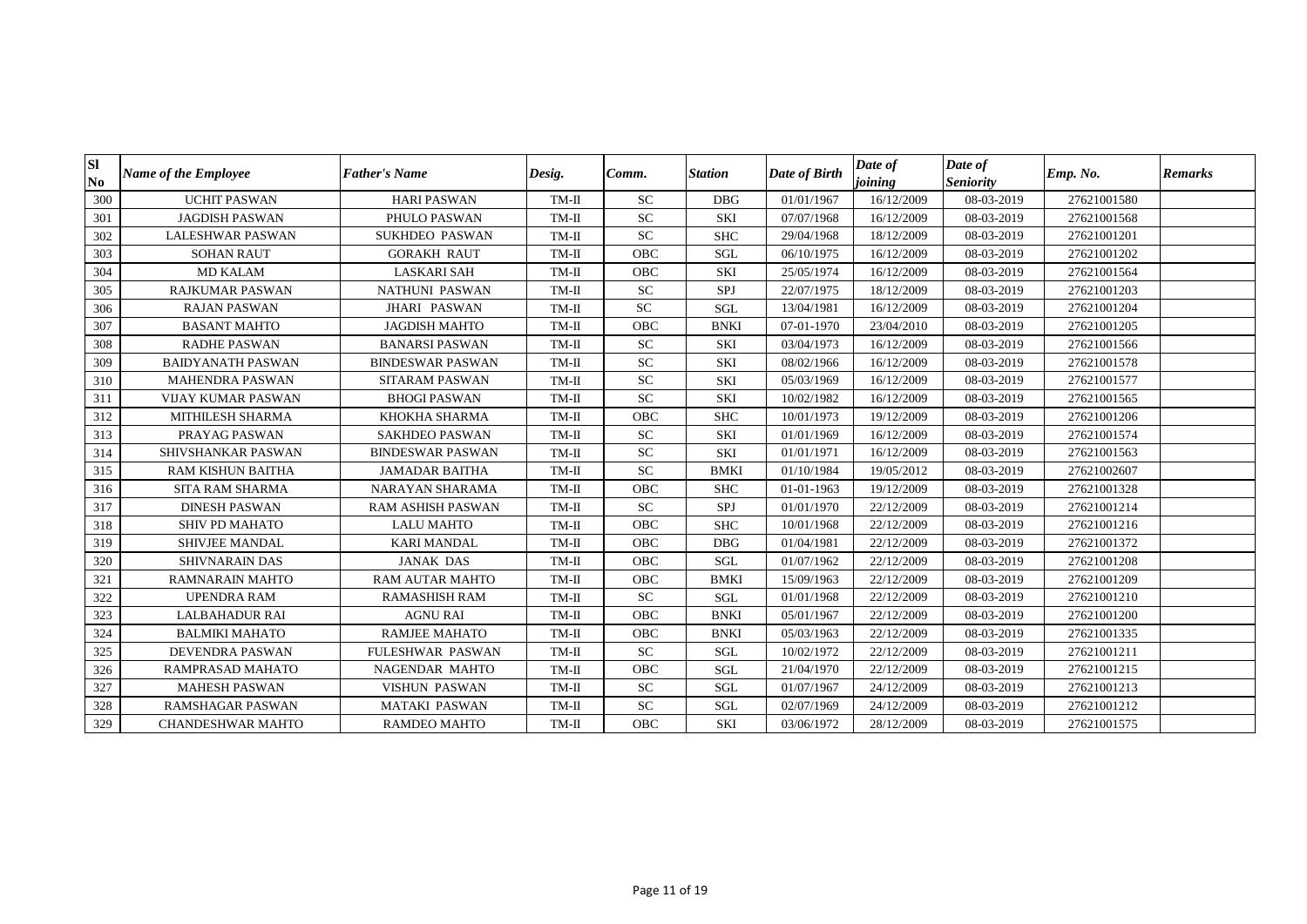| Sl No | Name of the Employee | Father's Name | Desig. | Comm. | Station | Date of Birth | Date of joining | Date of Seniority | Emp. No. | Remarks |
|---|---|---|---|---|---|---|---|---|---|---|
| 300 | UCHIT PASWAN | HARI PASWAN | TM-II | SC | DBG | 01/01/1967 | 16/12/2009 | 08-03-2019 | 27621001580 | |
| 301 | JAGDISH PASWAN | PHULO PASWAN | TM-II | SC | SKI | 07/07/1968 | 16/12/2009 | 08-03-2019 | 27621001568 | |
| 302 | LALESHWAR PASWAN | SUKHDEO PASWAN | TM-II | SC | SHC | 29/04/1968 | 18/12/2009 | 08-03-2019 | 27621001201 | |
| 303 | SOHAN RAUT | GORAKH RAUT | TM-II | OBC | SGL | 06/10/1975 | 16/12/2009 | 08-03-2019 | 27621001202 | |
| 304 | MD KALAM | LASKARI SAH | TM-II | OBC | SKI | 25/05/1974 | 16/12/2009 | 08-03-2019 | 27621001564 | |
| 305 | RAJKUMAR PASWAN | NATHUNI PASWAN | TM-II | SC | SPJ | 22/07/1975 | 18/12/2009 | 08-03-2019 | 27621001203 | |
| 306 | RAJAN PASWAN | JHARI PASWAN | TM-II | SC | SGL | 13/04/1981 | 16/12/2009 | 08-03-2019 | 27621001204 | |
| 307 | BASANT MAHTO | JAGDISH MAHTO | TM-II | OBC | BNKI | 07-01-1970 | 23/04/2010 | 08-03-2019 | 27621001205 | |
| 308 | RADHE PASWAN | BANARSI PASWAN | TM-II | SC | SKI | 03/04/1973 | 16/12/2009 | 08-03-2019 | 27621001566 | |
| 309 | BAIDYANATH PASWAN | BINDESWAR PASWAN | TM-II | SC | SKI | 08/02/1966 | 16/12/2009 | 08-03-2019 | 27621001578 | |
| 310 | MAHENDRA PASWAN | SITARAM PASWAN | TM-II | SC | SKI | 05/03/1969 | 16/12/2009 | 08-03-2019 | 27621001577 | |
| 311 | VIJAY KUMAR PASWAN | BHOGI PASWAN | TM-II | SC | SKI | 10/02/1982 | 16/12/2009 | 08-03-2019 | 27621001565 | |
| 312 | MITHILESH SHARMA | KHOKHA SHARMA | TM-II | OBC | SHC | 10/01/1973 | 19/12/2009 | 08-03-2019 | 27621001206 | |
| 313 | PRAYAG PASWAN | SAKHDEO PASWAN | TM-II | SC | SKI | 01/01/1969 | 16/12/2009 | 08-03-2019 | 27621001574 | |
| 314 | SHIVSHANKAR PASWAN | BINDESWAR PASWAN | TM-II | SC | SKI | 01/01/1971 | 16/12/2009 | 08-03-2019 | 27621001563 | |
| 315 | RAM KISHUN BAITHA | JAMADAR BAITHA | TM-II | SC | BMKI | 01/10/1984 | 19/05/2012 | 08-03-2019 | 27621002607 | |
| 316 | SITA RAM SHARMA | NARAYAN SHARAMA | TM-II | OBC | SHC | 01-01-1963 | 19/12/2009 | 08-03-2019 | 27621001328 | |
| 317 | DINESH PASWAN | RAM ASHISH PASWAN | TM-II | SC | SPJ | 01/01/1970 | 22/12/2009 | 08-03-2019 | 27621001214 | |
| 318 | SHIV PD MAHATO | LALU MAHTO | TM-II | OBC | SHC | 10/01/1968 | 22/12/2009 | 08-03-2019 | 27621001216 | |
| 319 | SHIVJEE MANDAL | KARI MANDAL | TM-II | OBC | DBG | 01/04/1981 | 22/12/2009 | 08-03-2019 | 27621001372 | |
| 320 | SHIVNARAIN DAS | JANAK DAS | TM-II | OBC | SGL | 01/07/1962 | 22/12/2009 | 08-03-2019 | 27621001208 | |
| 321 | RAMNARAIN MAHTO | RAM AUTAR MAHTO | TM-II | OBC | BMKI | 15/09/1963 | 22/12/2009 | 08-03-2019 | 27621001209 | |
| 322 | UPENDRA RAM | RAMASHISH RAM | TM-II | SC | SGL | 01/01/1968 | 22/12/2009 | 08-03-2019 | 27621001210 | |
| 323 | LALBAHADUR RAI | AGNU RAI | TM-II | OBC | BNKI | 05/01/1967 | 22/12/2009 | 08-03-2019 | 27621001200 | |
| 324 | BALMIKI MAHATO | RAMJEE MAHATO | TM-II | OBC | BNKI | 05/03/1963 | 22/12/2009 | 08-03-2019 | 27621001335 | |
| 325 | DEVENDRA PASWAN | FULESHWAR PASWAN | TM-II | SC | SGL | 10/02/1972 | 22/12/2009 | 08-03-2019 | 27621001211 | |
| 326 | RAMPRASAD MAHATO | NAGENDAR MAHTO | TM-II | OBC | SGL | 21/04/1970 | 22/12/2009 | 08-03-2019 | 27621001215 | |
| 327 | MAHESH PASWAN | VISHUN PASWAN | TM-II | SC | SGL | 01/07/1967 | 24/12/2009 | 08-03-2019 | 27621001213 | |
| 328 | RAMSHAGAR PASWAN | MATAKI PASWAN | TM-II | SC | SGL | 02/07/1969 | 24/12/2009 | 08-03-2019 | 27621001212 | |
| 329 | CHANDESHWAR MAHTO | RAMDEO MAHTO | TM-II | OBC | SKI | 03/06/1972 | 28/12/2009 | 08-03-2019 | 27621001575 | |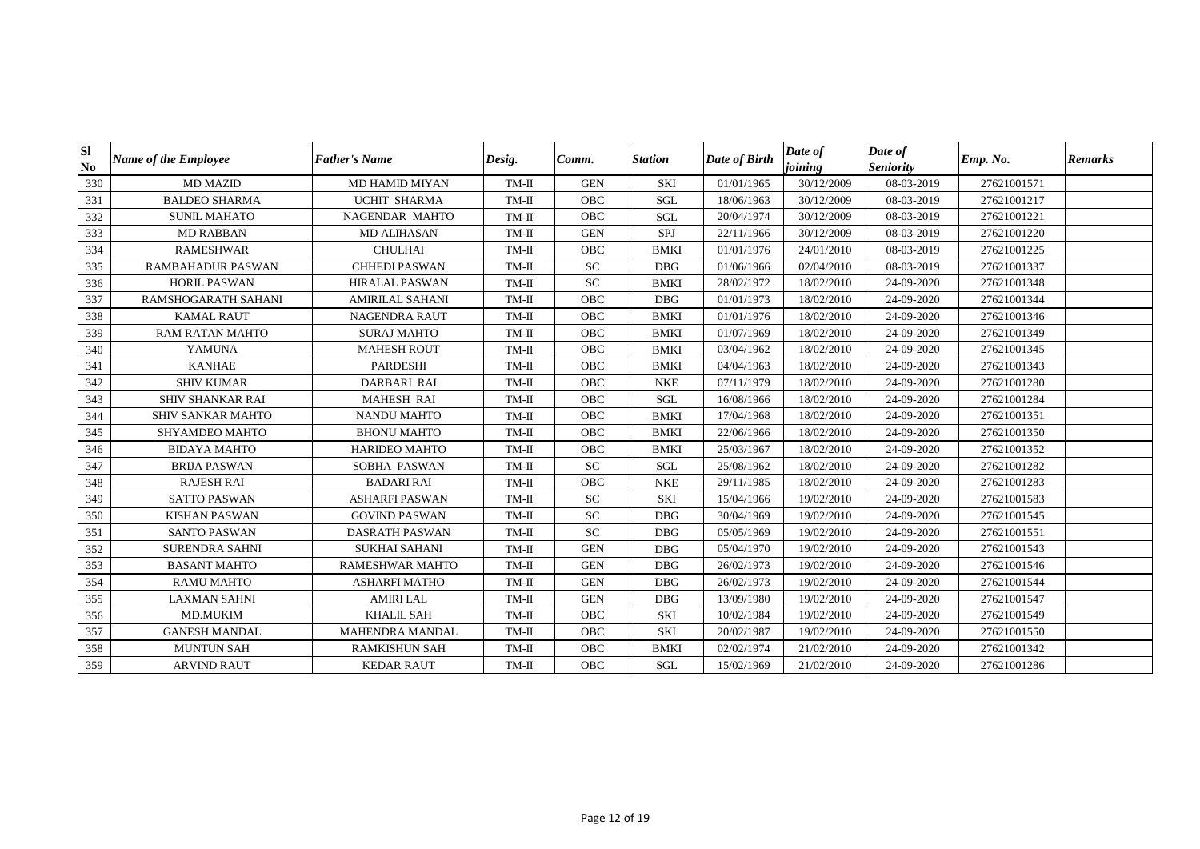| Sl No | Name of the Employee | Father's Name | Desig. | Comm. | Station | Date of Birth | Date of joining | Date of Seniority | Emp. No. | Remarks |
|---|---|---|---|---|---|---|---|---|---|---|
| 330 | MD MAZID | MD HAMID MIYAN | TM-II | GEN | SKI | 01/01/1965 | 30/12/2009 | 08-03-2019 | 27621001571 | |
| 331 | BALDEO SHARMA | UCHIT SHARMA | TM-II | OBC | SGL | 18/06/1963 | 30/12/2009 | 08-03-2019 | 27621001217 | |
| 332 | SUNIL MAHATO | NAGENDAR MAHTO | TM-II | OBC | SGL | 20/04/1974 | 30/12/2009 | 08-03-2019 | 27621001221 | |
| 333 | MD RABBAN | MD ALIHASAN | TM-II | GEN | SPJ | 22/11/1966 | 30/12/2009 | 08-03-2019 | 27621001220 | |
| 334 | RAMESHWAR | CHULHAI | TM-II | OBC | BMKI | 01/01/1976 | 24/01/2010 | 08-03-2019 | 27621001225 | |
| 335 | RAMBAHADUR PASWAN | CHHEDI PASWAN | TM-II | SC | DBG | 01/06/1966 | 02/04/2010 | 08-03-2019 | 27621001337 | |
| 336 | HORIL PASWAN | HIRALAL PASWAN | TM-II | SC | BMKI | 28/02/1972 | 18/02/2010 | 24-09-2020 | 27621001348 | |
| 337 | RAMSHOGARATH SAHANI | AMIRILAL SAHANI | TM-II | OBC | DBG | 01/01/1973 | 18/02/2010 | 24-09-2020 | 27621001344 | |
| 338 | KAMAL RAUT | NAGENDRA RAUT | TM-II | OBC | BMKI | 01/01/1976 | 18/02/2010 | 24-09-2020 | 27621001346 | |
| 339 | RAM RATAN MAHTO | SURAJ MAHTO | TM-II | OBC | BMKI | 01/07/1969 | 18/02/2010 | 24-09-2020 | 27621001349 | |
| 340 | YAMUNA | MAHESH ROUT | TM-II | OBC | BMKI | 03/04/1962 | 18/02/2010 | 24-09-2020 | 27621001345 | |
| 341 | KANHAE | PARDESHI | TM-II | OBC | BMKI | 04/04/1963 | 18/02/2010 | 24-09-2020 | 27621001343 | |
| 342 | SHIV KUMAR | DARBARI RAI | TM-II | OBC | NKE | 07/11/1979 | 18/02/2010 | 24-09-2020 | 27621001280 | |
| 343 | SHIV SHANKAR RAI | MAHESH RAI | TM-II | OBC | SGL | 16/08/1966 | 18/02/2010 | 24-09-2020 | 27621001284 | |
| 344 | SHIV SANKAR MAHTO | NANDU MAHTO | TM-II | OBC | BMKI | 17/04/1968 | 18/02/2010 | 24-09-2020 | 27621001351 | |
| 345 | SHYAMDEO MAHTO | BHONU MAHTO | TM-II | OBC | BMKI | 22/06/1966 | 18/02/2010 | 24-09-2020 | 27621001350 | |
| 346 | BIDAYA MAHTO | HARIDEO MAHTO | TM-II | OBC | BMKI | 25/03/1967 | 18/02/2010 | 24-09-2020 | 27621001352 | |
| 347 | BRIJA PASWAN | SOBHA PASWAN | TM-II | SC | SGL | 25/08/1962 | 18/02/2010 | 24-09-2020 | 27621001282 | |
| 348 | RAJESH RAI | BADARI RAI | TM-II | OBC | NKE | 29/11/1985 | 18/02/2010 | 24-09-2020 | 27621001283 | |
| 349 | SATTO PASWAN | ASHARFI PASWAN | TM-II | SC | SKI | 15/04/1966 | 19/02/2010 | 24-09-2020 | 27621001583 | |
| 350 | KISHAN PASWAN | GOVIND PASWAN | TM-II | SC | DBG | 30/04/1969 | 19/02/2010 | 24-09-2020 | 27621001545 | |
| 351 | SANTO PASWAN | DASRATH PASWAN | TM-II | SC | DBG | 05/05/1969 | 19/02/2010 | 24-09-2020 | 27621001551 | |
| 352 | SURENDRA SAHNI | SUKHAI SAHANI | TM-II | GEN | DBG | 05/04/1970 | 19/02/2010 | 24-09-2020 | 27621001543 | |
| 353 | BASANT MAHTO | RAMESHWAR MAHTO | TM-II | GEN | DBG | 26/02/1973 | 19/02/2010 | 24-09-2020 | 27621001546 | |
| 354 | RAMU MAHTO | ASHARFI MATHO | TM-II | GEN | DBG | 26/02/1973 | 19/02/2010 | 24-09-2020 | 27621001544 | |
| 355 | LAXMAN SAHNI | AMIRI LAL | TM-II | GEN | DBG | 13/09/1980 | 19/02/2010 | 24-09-2020 | 27621001547 | |
| 356 | MD.MUKIM | KHALIL SAH | TM-II | OBC | SKI | 10/02/1984 | 19/02/2010 | 24-09-2020 | 27621001549 | |
| 357 | GANESH MANDAL | MAHENDRA MANDAL | TM-II | OBC | SKI | 20/02/1987 | 19/02/2010 | 24-09-2020 | 27621001550 | |
| 358 | MUNTUN SAH | RAMKISHUN SAH | TM-II | OBC | BMKI | 02/02/1974 | 21/02/2010 | 24-09-2020 | 27621001342 | |
| 359 | ARVIND RAUT | KEDAR RAUT | TM-II | OBC | SGL | 15/02/1969 | 21/02/2010 | 24-09-2020 | 27621001286 | |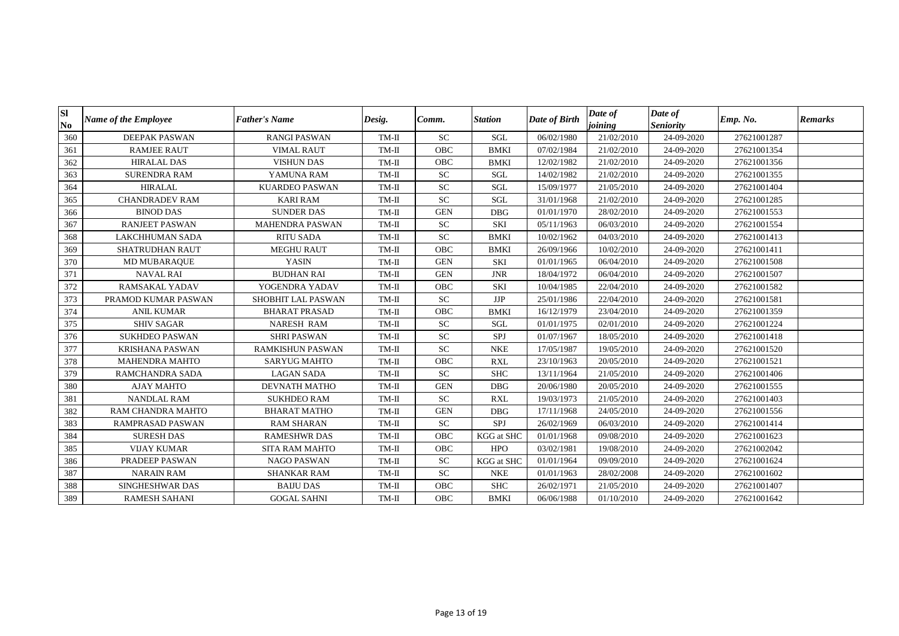| Sl No | Name of the Employee | Father's Name | Desig. | Comm. | Station | Date of Birth | Date of joining | Date of Seniority | Emp. No. | Remarks |
|---|---|---|---|---|---|---|---|---|---|---|
| 360 | DEEPAK PASWAN | RANGI PASWAN | TM-II | SC | SGL | 06/02/1980 | 21/02/2010 | 24-09-2020 | 27621001287 | |
| 361 | RAMJEE RAUT | VIMAL RAUT | TM-II | OBC | BMKI | 07/02/1984 | 21/02/2010 | 24-09-2020 | 27621001354 | |
| 362 | HIRALAL DAS | VISHUN DAS | TM-II | OBC | BMKI | 12/02/1982 | 21/02/2010 | 24-09-2020 | 27621001356 | |
| 363 | SURENDRA RAM | YAMUNA RAM | TM-II | SC | SGL | 14/02/1982 | 21/02/2010 | 24-09-2020 | 27621001355 | |
| 364 | HIRALAL | KUARDEO PASWAN | TM-II | SC | SGL | 15/09/1977 | 21/05/2010 | 24-09-2020 | 27621001404 | |
| 365 | CHANDRADEV RAM | KARI RAM | TM-II | SC | SGL | 31/01/1968 | 21/02/2010 | 24-09-2020 | 27621001285 | |
| 366 | BINOD DAS | SUNDER DAS | TM-II | GEN | DBG | 01/01/1970 | 28/02/2010 | 24-09-2020 | 27621001553 | |
| 367 | RANJEET PASWAN | MAHENDRA PASWAN | TM-II | SC | SKI | 05/11/1963 | 06/03/2010 | 24-09-2020 | 27621001554 | |
| 368 | LAKCHHUMAN SADA | RITU SADA | TM-II | SC | BMKI | 10/02/1962 | 04/03/2010 | 24-09-2020 | 27621001413 | |
| 369 | SHATRUDHAN RAUT | MEGHU RAUT | TM-II | OBC | BMKI | 26/09/1966 | 10/02/2010 | 24-09-2020 | 27621001411 | |
| 370 | MD MUBARAQUE | YASIN | TM-II | GEN | SKI | 01/01/1965 | 06/04/2010 | 24-09-2020 | 27621001508 | |
| 371 | NAVAL RAI | BUDHAN RAI | TM-II | GEN | JNR | 18/04/1972 | 06/04/2010 | 24-09-2020 | 27621001507 | |
| 372 | RAMSAKAL YADAV | YOGENDRA YADAV | TM-II | OBC | SKI | 10/04/1985 | 22/04/2010 | 24-09-2020 | 27621001582 | |
| 373 | PRAMOD KUMAR PASWAN | SHOBHIT LAL PASWAN | TM-II | SC | JJP | 25/01/1986 | 22/04/2010 | 24-09-2020 | 27621001581 | |
| 374 | ANIL KUMAR | BHARAT PRASAD | TM-II | OBC | BMKI | 16/12/1979 | 23/04/2010 | 24-09-2020 | 27621001359 | |
| 375 | SHIV SAGAR | NARESH RAM | TM-II | SC | SGL | 01/01/1975 | 02/01/2010 | 24-09-2020 | 27621001224 | |
| 376 | SUKHDEO PASWAN | SHRI PASWAN | TM-II | SC | SPJ | 01/07/1967 | 18/05/2010 | 24-09-2020 | 27621001418 | |
| 377 | KRISHANA PASWAN | RAMKISHUN PASWAN | TM-II | SC | NKE | 17/05/1987 | 19/05/2010 | 24-09-2020 | 27621001520 | |
| 378 | MAHENDRA MAHTO | SARYUG MAHTO | TM-II | OBC | RXL | 23/10/1963 | 20/05/2010 | 24-09-2020 | 27621001521 | |
| 379 | RAMCHANDRA SADA | LAGAN SADA | TM-II | SC | SHC | 13/11/1964 | 21/05/2010 | 24-09-2020 | 27621001406 | |
| 380 | AJAY MAHTO | DEVNATH MATHO | TM-II | GEN | DBG | 20/06/1980 | 20/05/2010 | 24-09-2020 | 27621001555 | |
| 381 | NANDLAL RAM | SUKHDEO RAM | TM-II | SC | RXL | 19/03/1973 | 21/05/2010 | 24-09-2020 | 27621001403 | |
| 382 | RAM CHANDRA MAHTO | BHARAT MATHO | TM-II | GEN | DBG | 17/11/1968 | 24/05/2010 | 24-09-2020 | 27621001556 | |
| 383 | RAMPRASAD PASWAN | RAM SHARAN | TM-II | SC | SPJ | 26/02/1969 | 06/03/2010 | 24-09-2020 | 27621001414 | |
| 384 | SURESH DAS | RAMESHWR DAS | TM-II | OBC | KGG at SHC | 01/01/1968 | 09/08/2010 | 24-09-2020 | 27621001623 | |
| 385 | VIJAY KUMAR | SITA RAM MAHTO | TM-II | OBC | HPO | 03/02/1981 | 19/08/2010 | 24-09-2020 | 27621002042 | |
| 386 | PRADEEP PASWAN | NAGO PASWAN | TM-II | SC | KGG at SHC | 01/01/1964 | 09/09/2010 | 24-09-2020 | 27621001624 | |
| 387 | NARAIN RAM | SHANKAR RAM | TM-II | SC | NKE | 01/01/1963 | 28/02/2008 | 24-09-2020 | 27621001602 | |
| 388 | SINGHESHWAR DAS | BAIJU DAS | TM-II | OBC | SHC | 26/02/1971 | 21/05/2010 | 24-09-2020 | 27621001407 | |
| 389 | RAMESH SAHANI | GOGAL SAHNI | TM-II | OBC | BMKI | 06/06/1988 | 01/10/2010 | 24-09-2020 | 27621001642 | |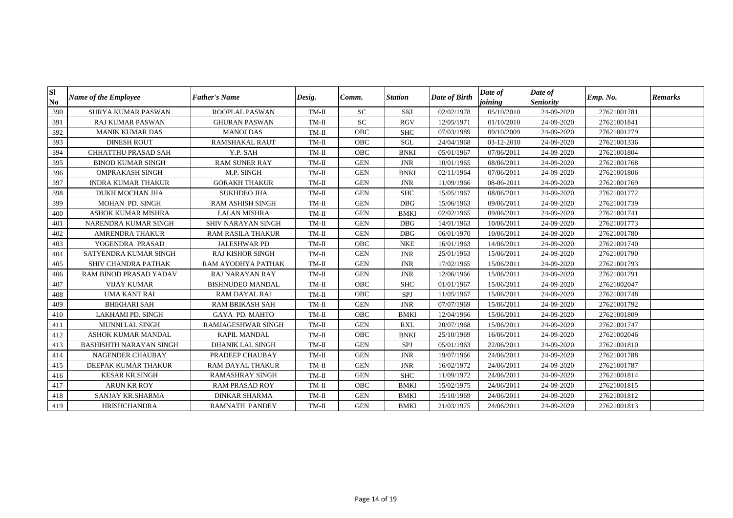| Sl No | Name of the Employee | Father's Name | Desig. | Comm. | Station | Date of Birth | Date of joining | Date of Seniority | Emp. No. | Remarks |
|---|---|---|---|---|---|---|---|---|---|---|
| 390 | SURYA KUMAR PASWAN | ROOPLAL PASWAN | TM-II | SC | SKI | 02/02/1978 | 05/10/2010 | 24-09-2020 | 27621001781 | |
| 391 | RAJ KUMAR PASWAN | GHURAN PASWAN | TM-II | SC | RGV | 12/05/1971 | 01/10/2010 | 24-09-2020 | 27621001841 | |
| 392 | MANIK KUMAR DAS | MANOJ DAS | TM-II | OBC | SHC | 07/03/1989 | 09/10/2009 | 24-09-2020 | 27621001279 | |
| 393 | DINESH ROUT | RAMSHAKAL RAUT | TM-II | OBC | SGL | 24/04/1968 | 03-12-2010 | 24-09-2020 | 27621001336 | |
| 394 | CHHATTHU PRASAD SAH | Y.P. SAH | TM-II | OBC | BNKI | 05/01/1967 | 07/06/2011 | 24-09-2020 | 27621001804 | |
| 395 | BINOD KUMAR SINGH | RAM SUNER RAY | TM-II | GEN | JNR | 10/01/1965 | 08/06/2011 | 24-09-2020 | 27621001768 | |
| 396 | OMPRAKASH SINGH | M.P. SINGH | TM-II | GEN | BNKI | 02/11/1964 | 07/06/2011 | 24-09-2020 | 27621001806 | |
| 397 | INDRA KUMAR THAKUR | GORAKH THAKUR | TM-II | GEN | JNR | 11/09/1966 | 08-06-2011 | 24-09-2020 | 27621001769 | |
| 398 | DUKH MOCHAN JHA | SUKHDEO JHA | TM-II | GEN | SHC | 15/05/1967 | 08/06/2011 | 24-09-2020 | 27621001772 | |
| 399 | MOHAN PD. SINGH | RAM ASHISH SINGH | TM-II | GEN | DBG | 15/06/1963 | 09/06/2011 | 24-09-2020 | 27621001739 | |
| 400 | ASHOK KUMAR MISHRA | LALAN MISHRA | TM-II | GEN | BMKI | 02/02/1965 | 09/06/2011 | 24-09-2020 | 27621001741 | |
| 401 | NARENDRA KUMAR SINGH | SHIV NARAYAN SINGH | TM-II | GEN | DBG | 14/01/1963 | 10/06/2011 | 24-09-2020 | 27621001773 | |
| 402 | AMRENDRA THAKUR | RAM RASILA THAKUR | TM-II | GEN | DBG | 06/01/1970 | 10/06/2011 | 24-09-2020 | 27621001780 | |
| 403 | YOGENDRA PRASAD | JALESHWAR PD | TM-II | OBC | NKE | 16/01/1963 | 14/06/2011 | 24-09-2020 | 27621001740 | |
| 404 | SATYENDRA KUMAR SINGH | RAJ KISHOR SINGH | TM-II | GEN | JNR | 25/01/1963 | 15/06/2011 | 24-09-2020 | 27621001790 | |
| 405 | SHIV CHANDRA PATHAK | RAM AYODHYA PATHAK | TM-II | GEN | JNR | 17/02/1965 | 15/06/2011 | 24-09-2020 | 27621001793 | |
| 406 | RAM BINOD PRASAD YADAV | RAJ NARAYAN RAY | TM-II | GEN | JNR | 12/06/1966 | 15/06/2011 | 24-09-2020 | 27621001791 | |
| 407 | VIJAY KUMAR | BISHNUDEO MANDAL | TM-II | OBC | SHC | 01/01/1967 | 15/06/2011 | 24-09-2020 | 27621002047 | |
| 408 | UMA KANT RAI | RAM DAYAL RAI | TM-II | OBC | SPJ | 11/05/1967 | 15/06/2011 | 24-09-2020 | 27621001748 | |
| 409 | BHIKHARI SAH | RAM BRIKASH SAH | TM-II | GEN | JNR | 07/07/1969 | 15/06/2011 | 24-09-2020 | 27621001792 | |
| 410 | LAKHAMI PD. SINGH | GAYA PD. MAHTO | TM-II | OBC | BMKI | 12/04/1966 | 15/06/2011 | 24-09-2020 | 27621001809 | |
| 411 | MUNNI LAL SINGH | RAMJAGESHWAR SINGH | TM-II | GEN | RXL | 20/07/1968 | 15/06/2011 | 24-09-2020 | 27621001747 | |
| 412 | ASHOK KUMAR MANDAL | KAPIL MANDAL | TM-II | OBC | BNKI | 25/10/1969 | 16/06/2011 | 24-09-2020 | 27621002046 | |
| 413 | BASHISHTH NARAYAN SINGH | DHANIK LAL SINGH | TM-II | GEN | SPJ | 05/01/1963 | 22/06/2011 | 24-09-2020 | 27621001810 | |
| 414 | NAGENDER CHAUBAY | PRADEEP CHAUBAY | TM-II | GEN | JNR | 19/07/1966 | 24/06/2011 | 24-09-2020 | 27621001788 | |
| 415 | DEEPAK KUMAR THAKUR | RAM DAYAL THAKUR | TM-II | GEN | JNR | 16/02/1972 | 24/06/2011 | 24-09-2020 | 27621001787 | |
| 416 | KESAR KR.SINGH | RAMASHRAY SINGH | TM-II | GEN | SHC | 11/09/1972 | 24/06/2011 | 24-09-2020 | 27621001814 | |
| 417 | ARUN KR ROY | RAM PRASAD ROY | TM-II | OBC | BMKI | 15/02/1975 | 24/06/2011 | 24-09-2020 | 27621001815 | |
| 418 | SANJAY KR.SHARMA | DINKAR SHARMA | TM-II | GEN | BMKI | 15/10/1969 | 24/06/2011 | 24-09-2020 | 27621001812 | |
| 419 | HRISHCHANDRA | RAMNATH PANDEY | TM-II | GEN | BMKI | 21/03/1975 | 24/06/2011 | 24-09-2020 | 27621001813 | |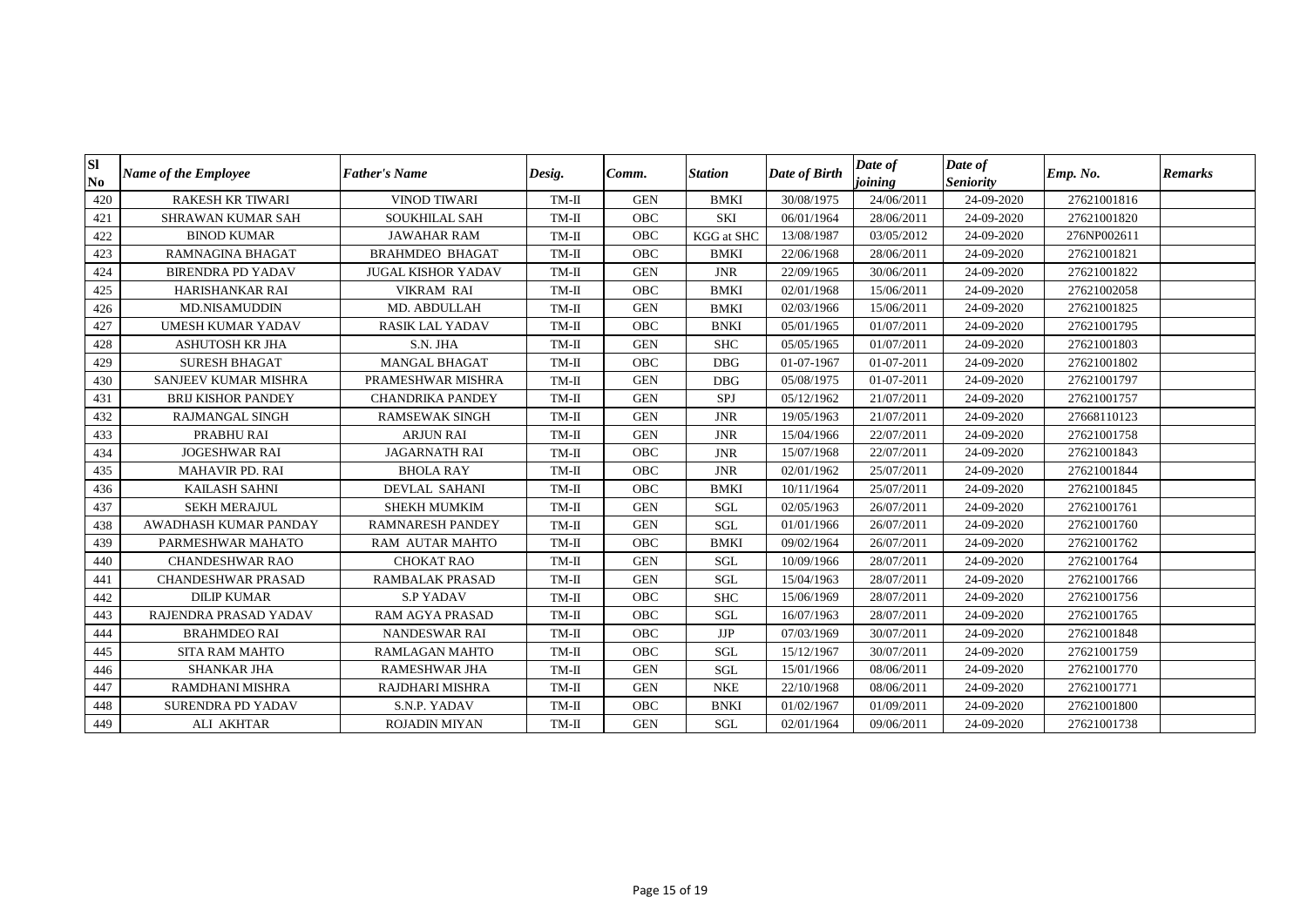| Sl No | Name of the Employee | Father's Name | Desig. | Comm. | Station | Date of Birth | Date of joining | Date of Seniority | Emp. No. | Remarks |
|---|---|---|---|---|---|---|---|---|---|---|
| 420 | RAKESH KR TIWARI | VINOD TIWARI | TM-II | GEN | BMKI | 30/08/1975 | 24/06/2011 | 24-09-2020 | 27621001816 | |
| 421 | SHRAWAN KUMAR SAH | SOUKHILAL SAH | TM-II | OBC | SKI | 06/01/1964 | 28/06/2011 | 24-09-2020 | 27621001820 | |
| 422 | BINOD KUMAR | JAWAHAR RAM | TM-II | OBC | KGG at SHC | 13/08/1987 | 03/05/2012 | 24-09-2020 | 276NP002611 | |
| 423 | RAMNAGINA BHAGAT | BRAHMDEO BHAGAT | TM-II | OBC | BMKI | 22/06/1968 | 28/06/2011 | 24-09-2020 | 27621001821 | |
| 424 | BIRENDRA PD YADAV | JUGAL KISHOR YADAV | TM-II | GEN | JNR | 22/09/1965 | 30/06/2011 | 24-09-2020 | 27621001822 | |
| 425 | HARISHANKAR RAI | VIKRAM RAI | TM-II | OBC | BMKI | 02/01/1968 | 15/06/2011 | 24-09-2020 | 27621002058 | |
| 426 | MD.NISAMUDDIN | MD. ABDULLAH | TM-II | GEN | BMKI | 02/03/1966 | 15/06/2011 | 24-09-2020 | 27621001825 | |
| 427 | UMESH KUMAR YADAV | RASIK LAL YADAV | TM-II | OBC | BNKI | 05/01/1965 | 01/07/2011 | 24-09-2020 | 27621001795 | |
| 428 | ASHUTOSH KR JHA | S.N. JHA | TM-II | GEN | SHC | 05/05/1965 | 01/07/2011 | 24-09-2020 | 27621001803 | |
| 429 | SURESH BHAGAT | MANGAL BHAGAT | TM-II | OBC | DBG | 01-07-1967 | 01-07-2011 | 24-09-2020 | 27621001802 | |
| 430 | SANJEEV KUMAR MISHRA | PRAMESHWAR MISHRA | TM-II | GEN | DBG | 05/08/1975 | 01-07-2011 | 24-09-2020 | 27621001797 | |
| 431 | BRIJ KISHOR PANDEY | CHANDRIKA PANDEY | TM-II | GEN | SPJ | 05/12/1962 | 21/07/2011 | 24-09-2020 | 27621001757 | |
| 432 | RAJMANGAL SINGH | RAMSEWAK SINGH | TM-II | GEN | JNR | 19/05/1963 | 21/07/2011 | 24-09-2020 | 27668110123 | |
| 433 | PRABHU RAI | ARJUN RAI | TM-II | GEN | JNR | 15/04/1966 | 22/07/2011 | 24-09-2020 | 27621001758 | |
| 434 | JOGESHWAR RAI | JAGARNATH RAI | TM-II | OBC | JNR | 15/07/1968 | 22/07/2011 | 24-09-2020 | 27621001843 | |
| 435 | MAHAVIR PD. RAI | BHOLA RAY | TM-II | OBC | JNR | 02/01/1962 | 25/07/2011 | 24-09-2020 | 27621001844 | |
| 436 | KAILASH SAHNI | DEVLAL SAHANI | TM-II | OBC | BMKI | 10/11/1964 | 25/07/2011 | 24-09-2020 | 27621001845 | |
| 437 | SEKH MERAJUL | SHEKH MUMKIM | TM-II | GEN | SGL | 02/05/1963 | 26/07/2011 | 24-09-2020 | 27621001761 | |
| 438 | AWADHASH KUMAR PANDAY | RAMNARESH PANDEY | TM-II | GEN | SGL | 01/01/1966 | 26/07/2011 | 24-09-2020 | 27621001760 | |
| 439 | PARMESHWAR MAHATO | RAM AUTAR MAHTO | TM-II | OBC | BMKI | 09/02/1964 | 26/07/2011 | 24-09-2020 | 27621001762 | |
| 440 | CHANDESHWAR RAO | CHOKAT RAO | TM-II | GEN | SGL | 10/09/1966 | 28/07/2011 | 24-09-2020 | 27621001764 | |
| 441 | CHANDESHWAR PRASAD | RAMBALAK PRASAD | TM-II | GEN | SGL | 15/04/1963 | 28/07/2011 | 24-09-2020 | 27621001766 | |
| 442 | DILIP KUMAR | S.P YADAV | TM-II | OBC | SHC | 15/06/1969 | 28/07/2011 | 24-09-2020 | 27621001756 | |
| 443 | RAJENDRA PRASAD YADAV | RAM AGYA PRASAD | TM-II | OBC | SGL | 16/07/1963 | 28/07/2011 | 24-09-2020 | 27621001765 | |
| 444 | BRAHMDEO RAI | NANDESWAR RAI | TM-II | OBC | JJP | 07/03/1969 | 30/07/2011 | 24-09-2020 | 27621001848 | |
| 445 | SITA RAM MAHTO | RAMLAGAN MAHTO | TM-II | OBC | SGL | 15/12/1967 | 30/07/2011 | 24-09-2020 | 27621001759 | |
| 446 | SHANKAR JHA | RAMESHWAR JHA | TM-II | GEN | SGL | 15/01/1966 | 08/06/2011 | 24-09-2020 | 27621001770 | |
| 447 | RAMDHANI MISHRA | RAJDHARI MISHRA | TM-II | GEN | NKE | 22/10/1968 | 08/06/2011 | 24-09-2020 | 27621001771 | |
| 448 | SURENDRA PD YADAV | S.N.P. YADAV | TM-II | OBC | BNKI | 01/02/1967 | 01/09/2011 | 24-09-2020 | 27621001800 | |
| 449 | ALI AKHTAR | ROJADIN MIYAN | TM-II | GEN | SGL | 02/01/1964 | 09/06/2011 | 24-09-2020 | 27621001738 | |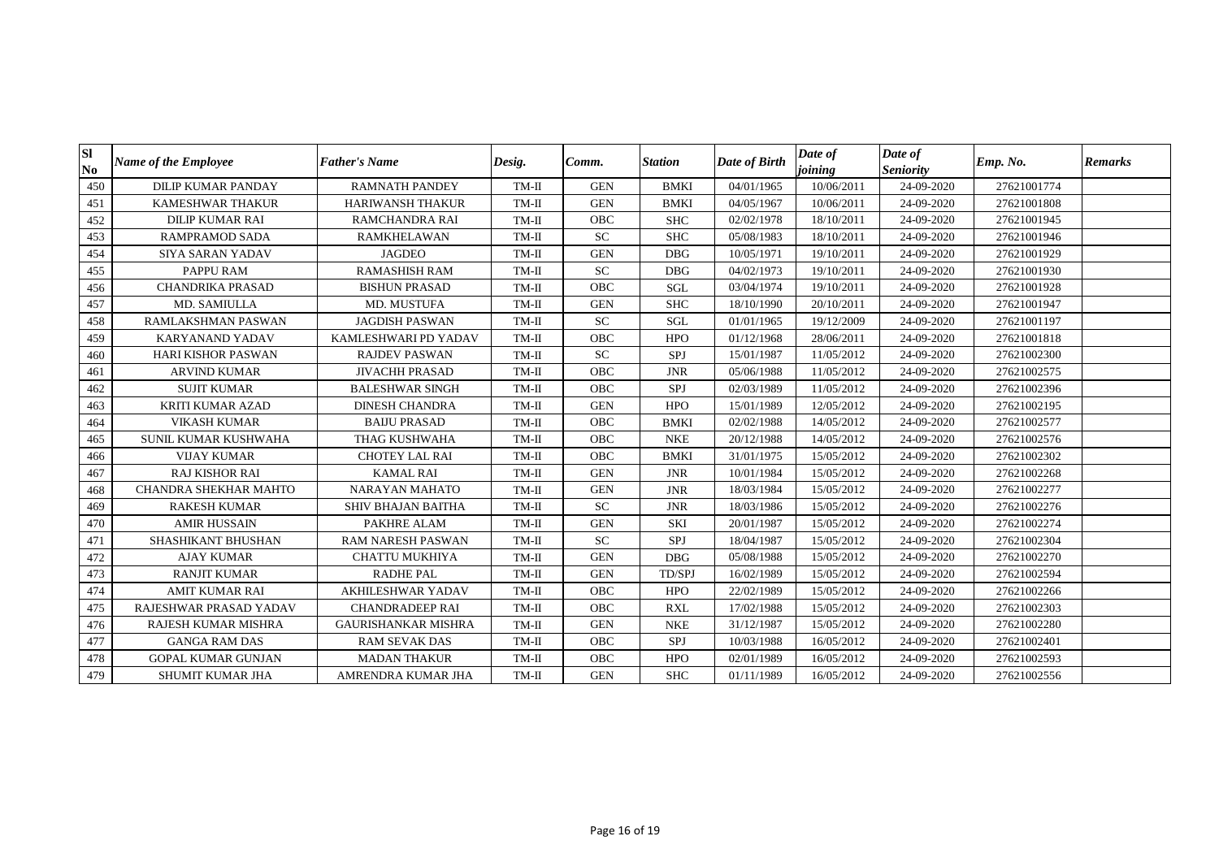| Sl No | Name of the Employee | Father's Name | Desig. | Comm. | Station | Date of Birth | Date of joining | Date of Seniority | Emp. No. | Remarks |
|---|---|---|---|---|---|---|---|---|---|---|
| 450 | DILIP KUMAR PANDAY | RAMNATH PANDEY | TM-II | GEN | BMKI | 04/01/1965 | 10/06/2011 | 24-09-2020 | 27621001774 | |
| 451 | KAMESHWAR THAKUR | HARIWANSH THAKUR | TM-II | GEN | BMKI | 04/05/1967 | 10/06/2011 | 24-09-2020 | 27621001808 | |
| 452 | DILIP KUMAR RAI | RAMCHANDRA RAI | TM-II | OBC | SHC | 02/02/1978 | 18/10/2011 | 24-09-2020 | 27621001945 | |
| 453 | RAMPRAMOD SADA | RAMKHELAWAN | TM-II | SC | SHC | 05/08/1983 | 18/10/2011 | 24-09-2020 | 27621001946 | |
| 454 | SIYA SARAN YADAV | JAGDEO | TM-II | GEN | DBG | 10/05/1971 | 19/10/2011 | 24-09-2020 | 27621001929 | |
| 455 | PAPPU RAM | RAMASHISH RAM | TM-II | SC | DBG | 04/02/1973 | 19/10/2011 | 24-09-2020 | 27621001930 | |
| 456 | CHANDRIKA PRASAD | BISHUN PRASAD | TM-II | OBC | SGL | 03/04/1974 | 19/10/2011 | 24-09-2020 | 27621001928 | |
| 457 | MD. SAMIULLA | MD. MUSTUFA | TM-II | GEN | SHC | 18/10/1990 | 20/10/2011 | 24-09-2020 | 27621001947 | |
| 458 | RAMLAKSHMAN PASWAN | JAGDISH PASWAN | TM-II | SC | SGL | 01/01/1965 | 19/12/2009 | 24-09-2020 | 27621001197 | |
| 459 | KARYANAND YADAV | KAMLESHWARI PD YADAV | TM-II | OBC | HPO | 01/12/1968 | 28/06/2011 | 24-09-2020 | 27621001818 | |
| 460 | HARI KISHOR PASWAN | RAJDEV PASWAN | TM-II | SC | SPJ | 15/01/1987 | 11/05/2012 | 24-09-2020 | 27621002300 | |
| 461 | ARVIND KUMAR | JIVACHH PRASAD | TM-II | OBC | JNR | 05/06/1988 | 11/05/2012 | 24-09-2020 | 27621002575 | |
| 462 | SUJIT KUMAR | BALESHWAR SINGH | TM-II | OBC | SPJ | 02/03/1989 | 11/05/2012 | 24-09-2020 | 27621002396 | |
| 463 | KRITI KUMAR AZAD | DINESH CHANDRA | TM-II | GEN | HPO | 15/01/1989 | 12/05/2012 | 24-09-2020 | 27621002195 | |
| 464 | VIKASH KUMAR | BAIJU PRASAD | TM-II | OBC | BMKI | 02/02/1988 | 14/05/2012 | 24-09-2020 | 27621002577 | |
| 465 | SUNIL KUMAR KUSHWAHA | THAG KUSHWAHA | TM-II | OBC | NKE | 20/12/1988 | 14/05/2012 | 24-09-2020 | 27621002576 | |
| 466 | VIJAY KUMAR | CHOTEY LAL RAI | TM-II | OBC | BMKI | 31/01/1975 | 15/05/2012 | 24-09-2020 | 27621002302 | |
| 467 | RAJ KISHOR RAI | KAMAL RAI | TM-II | GEN | JNR | 10/01/1984 | 15/05/2012 | 24-09-2020 | 27621002268 | |
| 468 | CHANDRA SHEKHAR MAHTO | NARAYAN MAHATO | TM-II | GEN | JNR | 18/03/1984 | 15/05/2012 | 24-09-2020 | 27621002277 | |
| 469 | RAKESH KUMAR | SHIV BHAJAN BAITHA | TM-II | SC | JNR | 18/03/1986 | 15/05/2012 | 24-09-2020 | 27621002276 | |
| 470 | AMIR HUSSAIN | PAKHRE ALAM | TM-II | GEN | SKI | 20/01/1987 | 15/05/2012 | 24-09-2020 | 27621002274 | |
| 471 | SHASHIKANT BHUSHAN | RAM NARESH PASWAN | TM-II | SC | SPJ | 18/04/1987 | 15/05/2012 | 24-09-2020 | 27621002304 | |
| 472 | AJAY KUMAR | CHATTU MUKHIYA | TM-II | GEN | DBG | 05/08/1988 | 15/05/2012 | 24-09-2020 | 27621002270 | |
| 473 | RANJIT KUMAR | RADHE PAL | TM-II | GEN | TD/SPJ | 16/02/1989 | 15/05/2012 | 24-09-2020 | 27621002594 | |
| 474 | AMIT KUMAR RAI | AKHILESHWAR YADAV | TM-II | OBC | HPO | 22/02/1989 | 15/05/2012 | 24-09-2020 | 27621002266 | |
| 475 | RAJESHWAR PRASAD YADAV | CHANDRADEEP RAI | TM-II | OBC | RXL | 17/02/1988 | 15/05/2012 | 24-09-2020 | 27621002303 | |
| 476 | RAJESH KUMAR MISHRA | GAURISHANKAR MISHRA | TM-II | GEN | NKE | 31/12/1987 | 15/05/2012 | 24-09-2020 | 27621002280 | |
| 477 | GANGA RAM DAS | RAM SEVAK DAS | TM-II | OBC | SPJ | 10/03/1988 | 16/05/2012 | 24-09-2020 | 27621002401 | |
| 478 | GOPAL KUMAR GUNJAN | MADAN THAKUR | TM-II | OBC | HPO | 02/01/1989 | 16/05/2012 | 24-09-2020 | 27621002593 | |
| 479 | SHUMIT KUMAR JHA | AMRENDRA KUMAR JHA | TM-II | GEN | SHC | 01/11/1989 | 16/05/2012 | 24-09-2020 | 27621002556 | |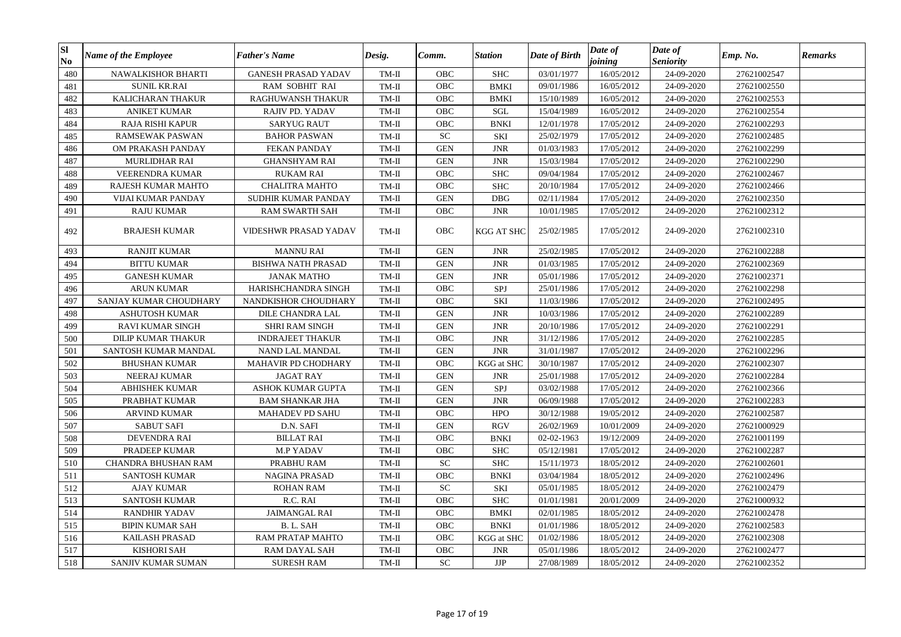| Sl No | Name of the Employee | Father's Name | Desig. | Comm. | Station | Date of Birth | Date of joining | Date of Seniority | Emp. No. | Remarks |
|---|---|---|---|---|---|---|---|---|---|---|
| 480 | NAWALKISHOR BHARTI | GANESH PRASAD YADAV | TM-II | OBC | SHC | 03/01/1977 | 16/05/2012 | 24-09-2020 | 27621002547 | |
| 481 | SUNIL KR.RAI | RAM SOBHIT RAI | TM-II | OBC | BMKI | 09/01/1986 | 16/05/2012 | 24-09-2020 | 27621002550 | |
| 482 | KALICHARAN THAKUR | RAGHUWANSH THAKUR | TM-II | OBC | BMKI | 15/10/1989 | 16/05/2012 | 24-09-2020 | 27621002553 | |
| 483 | ANIKET KUMAR | RAJIV PD. YADAV | TM-II | OBC | SGL | 15/04/1989 | 16/05/2012 | 24-09-2020 | 27621002554 | |
| 484 | RAJA RISHI KAPUR | SARYUG RAUT | TM-II | OBC | BNKI | 12/01/1978 | 17/05/2012 | 24-09-2020 | 27621002293 | |
| 485 | RAMSEWAK PASWAN | BAHOR PASWAN | TM-II | SC | SKI | 25/02/1979 | 17/05/2012 | 24-09-2020 | 27621002485 | |
| 486 | OM PRAKASH PANDAY | FEKAN PANDAY | TM-II | GEN | JNR | 01/03/1983 | 17/05/2012 | 24-09-2020 | 27621002299 | |
| 487 | MURLIDHAR RAI | GHANSHYAM RAI | TM-II | GEN | JNR | 15/03/1984 | 17/05/2012 | 24-09-2020 | 27621002290 | |
| 488 | VEERENDRA KUMAR | RUKAM RAI | TM-II | OBC | SHC | 09/04/1984 | 17/05/2012 | 24-09-2020 | 27621002467 | |
| 489 | RAJESH KUMAR MAHTO | CHALITRA MAHTO | TM-II | OBC | SHC | 20/10/1984 | 17/05/2012 | 24-09-2020 | 27621002466 | |
| 490 | VIJAI KUMAR PANDAY | SUDHIR KUMAR PANDAY | TM-II | GEN | DBG | 02/11/1984 | 17/05/2012 | 24-09-2020 | 27621002350 | |
| 491 | RAJU KUMAR | RAM SWARTH SAH | TM-II | OBC | JNR | 10/01/1985 | 17/05/2012 | 24-09-2020 | 27621002312 | |
| 492 | BRAJESH KUMAR | VIDESHWR PRASAD YADAV | TM-II | OBC | KGG AT SHC | 25/02/1985 | 17/05/2012 | 24-09-2020 | 27621002310 | |
| 493 | RANJIT KUMAR | MANNU RAI | TM-II | GEN | JNR | 25/02/1985 | 17/05/2012 | 24-09-2020 | 27621002288 | |
| 494 | BITTU KUMAR | BISHWA NATH PRASAD | TM-II | GEN | JNR | 01/03/1985 | 17/05/2012 | 24-09-2020 | 27621002369 | |
| 495 | GANESH KUMAR | JANAK MATHO | TM-II | GEN | JNR | 05/01/1986 | 17/05/2012 | 24-09-2020 | 27621002371 | |
| 496 | ARUN KUMAR | HARISHCHANDRA SINGH | TM-II | OBC | SPJ | 25/01/1986 | 17/05/2012 | 24-09-2020 | 27621002298 | |
| 497 | SANJAY KUMAR CHOUDHARY | NANDKISHOR CHOUDHARY | TM-II | OBC | SKI | 11/03/1986 | 17/05/2012 | 24-09-2020 | 27621002495 | |
| 498 | ASHUTOSH KUMAR | DILE CHANDRA LAL | TM-II | GEN | JNR | 10/03/1986 | 17/05/2012 | 24-09-2020 | 27621002289 | |
| 499 | RAVI KUMAR SINGH | SHRI RAM SINGH | TM-II | GEN | JNR | 20/10/1986 | 17/05/2012 | 24-09-2020 | 27621002291 | |
| 500 | DILIP KUMAR THAKUR | INDRAJEET THAKUR | TM-II | OBC | JNR | 31/12/1986 | 17/05/2012 | 24-09-2020 | 27621002285 | |
| 501 | SANTOSH KUMAR MANDAL | NAND LAL MANDAL | TM-II | GEN | JNR | 31/01/1987 | 17/05/2012 | 24-09-2020 | 27621002296 | |
| 502 | BHUSHAN KUMAR | MAHAVIR PD CHODHARY | TM-II | OBC | KGG at SHC | 30/10/1987 | 17/05/2012 | 24-09-2020 | 27621002307 | |
| 503 | NEERAJ KUMAR | JAGAT RAY | TM-II | GEN | JNR | 25/01/1988 | 17/05/2012 | 24-09-2020 | 27621002284 | |
| 504 | ABHISHEK KUMAR | ASHOK KUMAR GUPTA | TM-II | GEN | SPJ | 03/02/1988 | 17/05/2012 | 24-09-2020 | 27621002366 | |
| 505 | PRABHAT KUMAR | BAM SHANKAR JHA | TM-II | GEN | JNR | 06/09/1988 | 17/05/2012 | 24-09-2020 | 27621002283 | |
| 506 | ARVIND KUMAR | MAHADEV PD SAHU | TM-II | OBC | HPO | 30/12/1988 | 19/05/2012 | 24-09-2020 | 27621002587 | |
| 507 | SABUT SAFI | D.N. SAFI | TM-II | GEN | RGV | 26/02/1969 | 10/01/2009 | 24-09-2020 | 27621000929 | |
| 508 | DEVENDRA RAI | BILLAT RAI | TM-II | OBC | BNKI | 02-02-1963 | 19/12/2009 | 24-09-2020 | 27621001199 | |
| 509 | PRADEEP KUMAR | M.P YADAV | TM-II | OBC | SHC | 05/12/1981 | 17/05/2012 | 24-09-2020 | 27621002287 | |
| 510 | CHANDRA BHUSHAN RAM | PRABHU RAM | TM-II | SC | SHC | 15/11/1973 | 18/05/2012 | 24-09-2020 | 27621002601 | |
| 511 | SANTOSH KUMAR | NAGINA PRASAD | TM-II | OBC | BNKI | 03/04/1984 | 18/05/2012 | 24-09-2020 | 27621002496 | |
| 512 | AJAY KUMAR | ROHAN RAM | TM-II | SC | SKI | 05/01/1985 | 18/05/2012 | 24-09-2020 | 27621002479 | |
| 513 | SANTOSH KUMAR | R.C. RAI | TM-II | OBC | SHC | 01/01/1981 | 20/01/2009 | 24-09-2020 | 27621000932 | |
| 514 | RANDHIR YADAV | JAIMANGAL RAI | TM-II | OBC | BMKI | 02/01/1985 | 18/05/2012 | 24-09-2020 | 27621002478 | |
| 515 | BIPIN KUMAR SAH | B. L. SAH | TM-II | OBC | BNKI | 01/01/1986 | 18/05/2012 | 24-09-2020 | 27621002583 | |
| 516 | KAILASH PRASAD | RAM PRATAP MAHTO | TM-II | OBC | KGG at SHC | 01/02/1986 | 18/05/2012 | 24-09-2020 | 27621002308 | |
| 517 | KISHORI SAH | RAM DAYAL SAH | TM-II | OBC | JNR | 05/01/1986 | 18/05/2012 | 24-09-2020 | 27621002477 | |
| 518 | SANJIV KUMAR SUMAN | SURESH RAM | TM-II | SC | JJP | 27/08/1989 | 18/05/2012 | 24-09-2020 | 27621002352 | |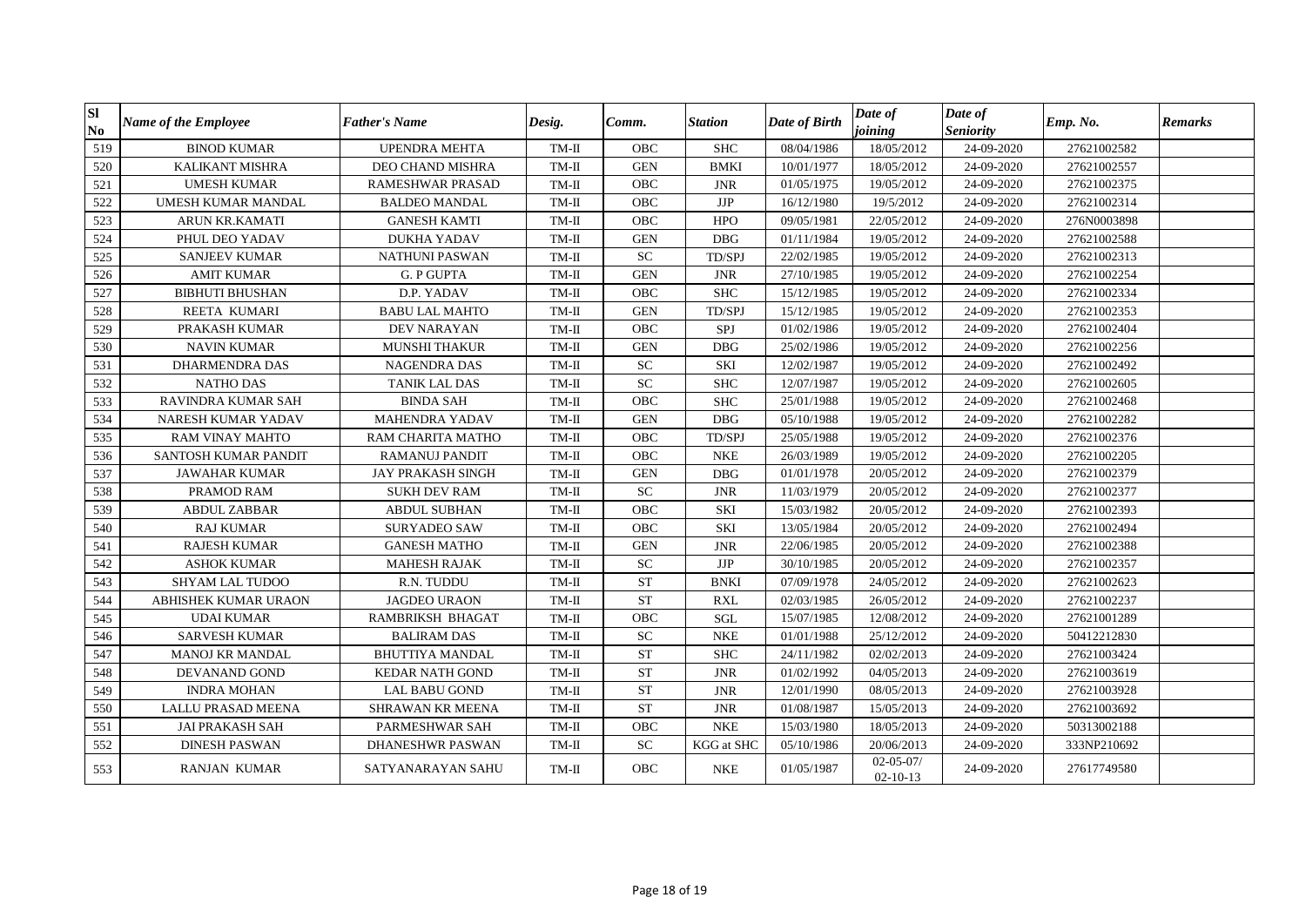| Sl No | Name of the Employee | Father's Name | Desig. | Comm. | Station | Date of Birth | Date of joining | Date of Seniority | Emp. No. | Remarks |
|---|---|---|---|---|---|---|---|---|---|---|
| 519 | BINOD KUMAR | UPENDRA MEHTA | TM-II | OBC | SHC | 08/04/1986 | 18/05/2012 | 24-09-2020 | 27621002582 | |
| 520 | KALIKANT MISHRA | DEO CHAND MISHRA | TM-II | GEN | BMKI | 10/01/1977 | 18/05/2012 | 24-09-2020 | 27621002557 | |
| 521 | UMESH KUMAR | RAMESHWAR PRASAD | TM-II | OBC | JNR | 01/05/1975 | 19/05/2012 | 24-09-2020 | 27621002375 | |
| 522 | UMESH KUMAR MANDAL | BALDEO MANDAL | TM-II | OBC | JJP | 16/12/1980 | 19/5/2012 | 24-09-2020 | 27621002314 | |
| 523 | ARUN KR.KAMATI | GANESH KAMTI | TM-II | OBC | HPO | 09/05/1981 | 22/05/2012 | 24-09-2020 | 276N0003898 | |
| 524 | PHUL DEO YADAV | DUKHA YADAV | TM-II | GEN | DBG | 01/11/1984 | 19/05/2012 | 24-09-2020 | 27621002588 | |
| 525 | SANJEEV KUMAR | NATHUNI PASWAN | TM-II | SC | TD/SPJ | 22/02/1985 | 19/05/2012 | 24-09-2020 | 27621002313 | |
| 526 | AMIT KUMAR | G. P GUPTA | TM-II | GEN | JNR | 27/10/1985 | 19/05/2012 | 24-09-2020 | 27621002254 | |
| 527 | BIBHUTI BHUSHAN | D.P. YADAV | TM-II | OBC | SHC | 15/12/1985 | 19/05/2012 | 24-09-2020 | 27621002334 | |
| 528 | REETA KUMARI | BABU LAL MAHTO | TM-II | GEN | TD/SPJ | 15/12/1985 | 19/05/2012 | 24-09-2020 | 27621002353 | |
| 529 | PRAKASH KUMAR | DEV NARAYAN | TM-II | OBC | SPJ | 01/02/1986 | 19/05/2012 | 24-09-2020 | 27621002404 | |
| 530 | NAVIN KUMAR | MUNSHI THAKUR | TM-II | GEN | DBG | 25/02/1986 | 19/05/2012 | 24-09-2020 | 27621002256 | |
| 531 | DHARMENDRA DAS | NAGENDRA DAS | TM-II | SC | SKI | 12/02/1987 | 19/05/2012 | 24-09-2020 | 27621002492 | |
| 532 | NATHO DAS | TANIK LAL DAS | TM-II | SC | SHC | 12/07/1987 | 19/05/2012 | 24-09-2020 | 27621002605 | |
| 533 | RAVINDRA KUMAR SAH | BINDA SAH | TM-II | OBC | SHC | 25/01/1988 | 19/05/2012 | 24-09-2020 | 27621002468 | |
| 534 | NARESH KUMAR YADAV | MAHENDRA YADAV | TM-II | GEN | DBG | 05/10/1988 | 19/05/2012 | 24-09-2020 | 27621002282 | |
| 535 | RAM VINAY MAHTO | RAM CHARITA MATHO | TM-II | OBC | TD/SPJ | 25/05/1988 | 19/05/2012 | 24-09-2020 | 27621002376 | |
| 536 | SANTOSH KUMAR PANDIT | RAMANUJ PANDIT | TM-II | OBC | NKE | 26/03/1989 | 19/05/2012 | 24-09-2020 | 27621002205 | |
| 537 | JAWAHAR KUMAR | JAY PRAKASH SINGH | TM-II | GEN | DBG | 01/01/1978 | 20/05/2012 | 24-09-2020 | 27621002379 | |
| 538 | PRAMOD RAM | SUKH DEV RAM | TM-II | SC | JNR | 11/03/1979 | 20/05/2012 | 24-09-2020 | 27621002377 | |
| 539 | ABDUL ZABBAR | ABDUL SUBHAN | TM-II | OBC | SKI | 15/03/1982 | 20/05/2012 | 24-09-2020 | 27621002393 | |
| 540 | RAJ KUMAR | SURYADEO SAW | TM-II | OBC | SKI | 13/05/1984 | 20/05/2012 | 24-09-2020 | 27621002494 | |
| 541 | RAJESH KUMAR | GANESH MATHO | TM-II | GEN | JNR | 22/06/1985 | 20/05/2012 | 24-09-2020 | 27621002388 | |
| 542 | ASHOK KUMAR | MAHESH RAJAK | TM-II | SC | JJP | 30/10/1985 | 20/05/2012 | 24-09-2020 | 27621002357 | |
| 543 | SHYAM LAL TUDOO | R.N. TUDDU | TM-II | ST | BNKI | 07/09/1978 | 24/05/2012 | 24-09-2020 | 27621002623 | |
| 544 | ABHISHEK KUMAR URAON | JAGDEO URAON | TM-II | ST | RXL | 02/03/1985 | 26/05/2012 | 24-09-2020 | 27621002237 | |
| 545 | UDAI KUMAR | RAMBRIKSH BHAGAT | TM-II | OBC | SGL | 15/07/1985 | 12/08/2012 | 24-09-2020 | 27621001289 | |
| 546 | SARVESH KUMAR | BALIRAM DAS | TM-II | SC | NKE | 01/01/1988 | 25/12/2012 | 24-09-2020 | 50412212830 | |
| 547 | MANOJ KR MANDAL | BHUTTIYA MANDAL | TM-II | ST | SHC | 24/11/1982 | 02/02/2013 | 24-09-2020 | 27621003424 | |
| 548 | DEVANAND GOND | KEDAR NATH GOND | TM-II | ST | JNR | 01/02/1992 | 04/05/2013 | 24-09-2020 | 27621003619 | |
| 549 | INDRA MOHAN | LAL BABU GOND | TM-II | ST | JNR | 12/01/1990 | 08/05/2013 | 24-09-2020 | 27621003928 | |
| 550 | LALLU PRASAD MEENA | SHRAWAN KR MEENA | TM-II | ST | JNR | 01/08/1987 | 15/05/2013 | 24-09-2020 | 27621003692 | |
| 551 | JAI PRAKASH SAH | PARMESHWAR SAH | TM-II | OBC | NKE | 15/03/1980 | 18/05/2013 | 24-09-2020 | 50313002188 | |
| 552 | DINESH PASWAN | DHANESHWR PASWAN | TM-II | SC | KGG at SHC | 05/10/1986 | 20/06/2013 | 24-09-2020 | 333NP210692 | |
| 553 | RANJAN KUMAR | SATYANARAYAN SAHU | TM-II | OBC | NKE | 01/05/1987 | 02-05-07/ 02-10-13 | 24-09-2020 | 27617749580 | |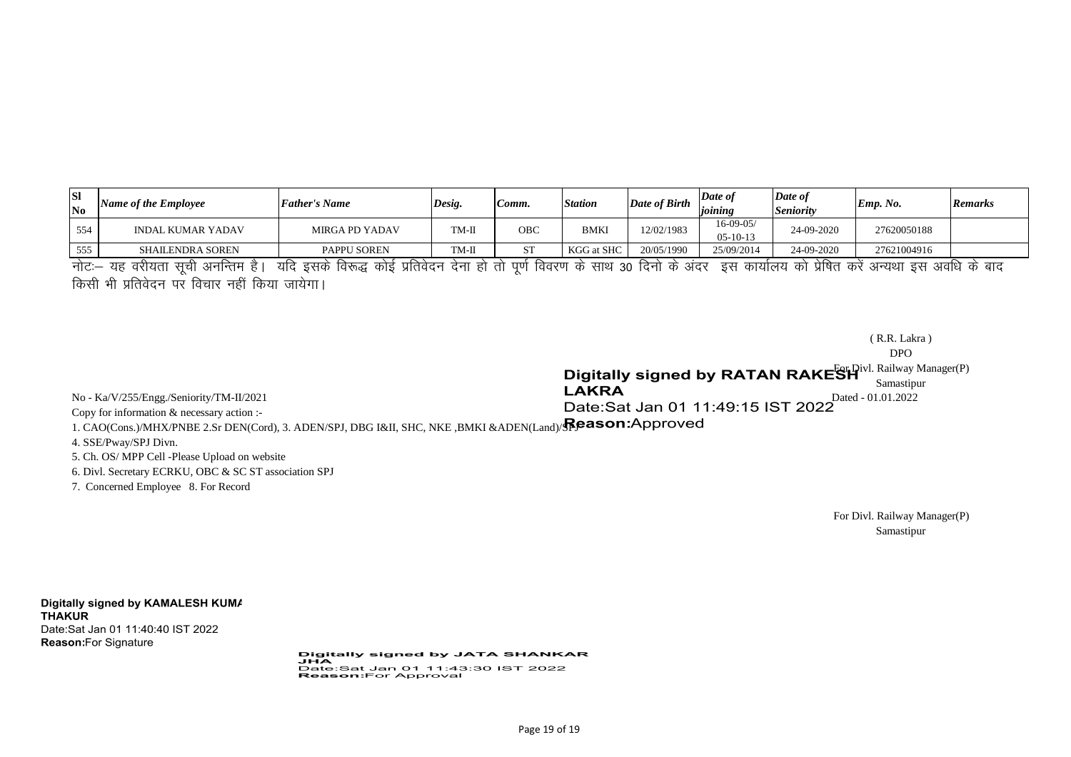| Sl No | Name of the Employee | Father's Name | Desig. | Comm. | Station | Date of Birth | Date of joining | Date of Seniority | Emp. No. | Remarks |
|---|---|---|---|---|---|---|---|---|---|---|
| 554 | INDAL KUMAR YADAV | MIRGA PD YADAV | TM-II | OBC | BMKI | 12/02/1983 | 16-09-05/ 05-10-13 | 24-09-2020 | 27620050188 | |
| 555 | SHAILENDRA SOREN | PAPPU SOREN | TM-II | ST | KGG at SHC | 20/05/1990 | 25/09/2014 | 24-09-2020 | 27621004916 | |

नोटः– यह वरीयता सूची अनन्तिम है। यदि इसके विरूद्ध कोई प्रतिवेदन देना हो तो पूर्ण विवरण के साथ 30 दिनो के अंदर इस कार्यालय को प्रेषित करें अन्यथा इस अवधि के बाद किसी भी प्रतिवेदन पर विचार नहीं किया जायेगा।

( R.R. Lakra )
DPO
For Divl. Railway Manager(P)
Samastipur
Dated - 01.01.2022

**Digitally signed by RATAN RAKESH LAKRA**
Date:Sat Jan 01 11:49:15 IST 2022
**Reason:**Approved

No - Ka/V/255/Engg./Seniority/TM-II/2021

Copy for information & necessary action :-

1. CAO(Cons.)/MHX/PNBE 2.Sr DEN(Cord), 3. ADEN/SPJ, DBG I&II, SHC, NKE ,BMKI &ADEN(Land)/SPJ
4. SSE/Pway/SPJ Divn.
5. Ch. OS/ MPP Cell -Please Upload on website
6. Divl. Secretary ECRKU, OBC & SC ST association SPJ
7. Concerned Employee 8. For Record

For Divl. Railway Manager(P)
Samastipur

**Digitally signed by KAMALESH KUMAR THAKUR**
Date:Sat Jan 01 11:40:40 IST 2022
**Reason:**For Signature

**Digitally signed by JATA SHANKAR JHA**
Date:Sat Jan 01 11:43:30 IST 2022
**Reason:**For Approval